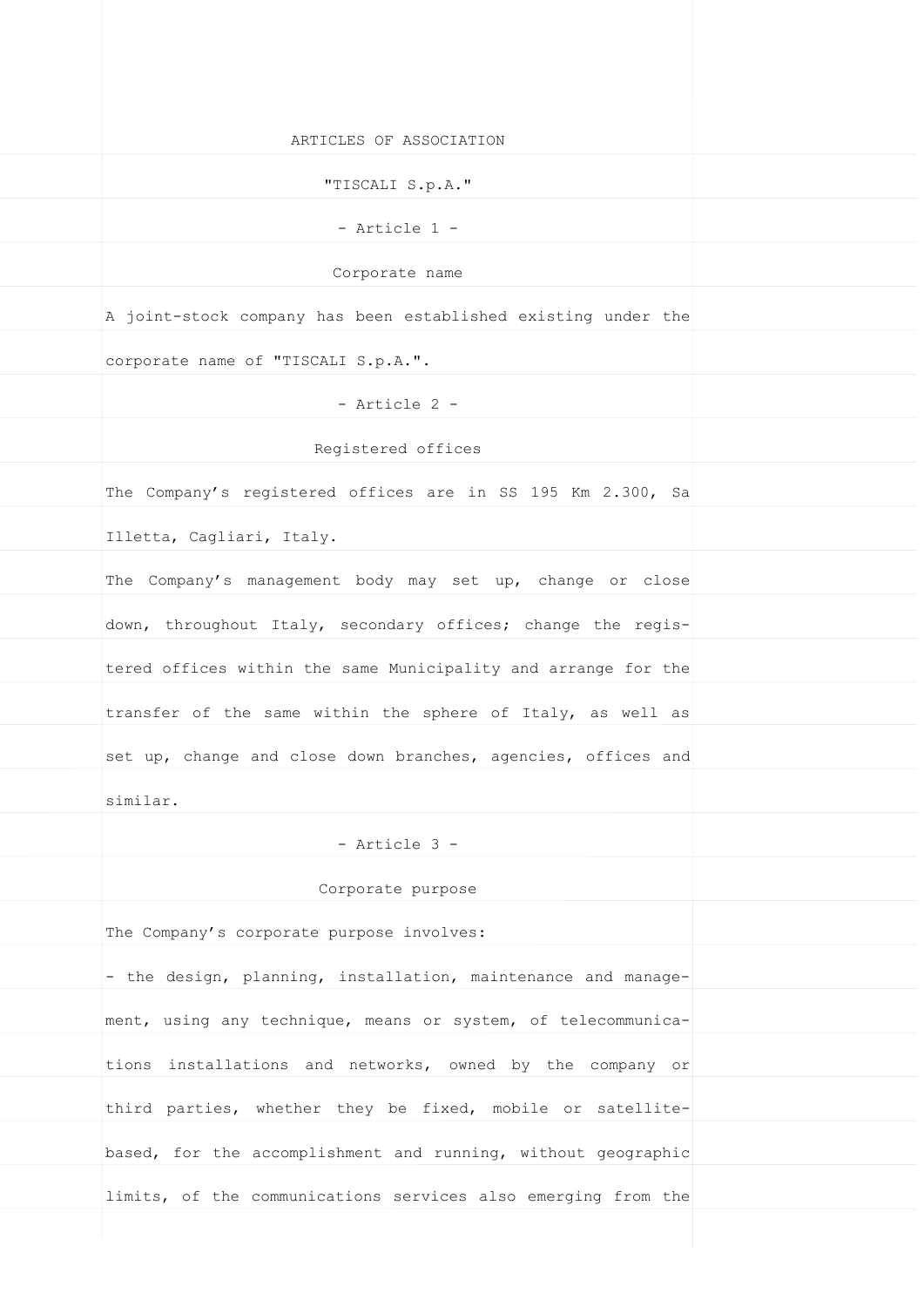# ARTICLES OF ASSOCIATION

## "TISCALI S.p.A."

### - Article 1 -

### Corporate name

A joint-stock company has been established existing under the corporate name of "TISCALI S.p.A.".

### - Article 2 -

### Registered offices

The Company's registered offices are in SS 195 Km 2.300, Sa Illetta, Cagliari, Italy.

The Company's management body may set up, change or close down, throughout Italy, secondary offices; change the registered offices within the same Municipality and arrange for the transfer of the same within the sphere of Italy, as well as set up, change and close down branches, agencies, offices and similar.

### - Article 3 -

### Corporate purpose

The Company's corporate purpose involves:

- the design, planning, installation, maintenance and management, using any technique, means or system, of telecommunications installations and networks, owned by the company or third parties, whether they be fixed, mobile or satellite-based, for the accomplishment and running, without geographic limits, of the communications services also emerging from the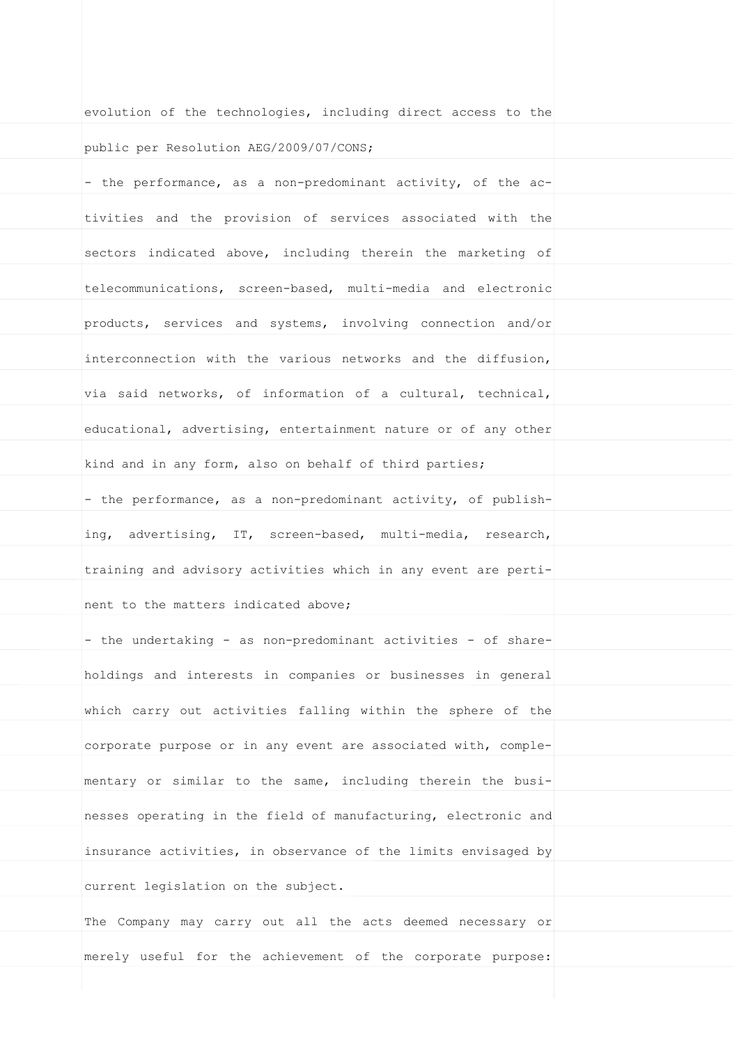evolution of the technologies, including direct access to the public per Resolution AEG/2009/07/CONS;

- the performance, as a non-predominant activity, of the activities and the provision of services associated with the sectors indicated above, including therein the marketing of telecommunications, screen-based, multi-media and electronic products, services and systems, involving connection and/or interconnection with the various networks and the diffusion, via said networks, of information of a cultural, technical, educational, advertising, entertainment nature or of any other kind and in any form, also on behalf of third parties;
- the performance, as a non-predominant activity, of publishing, advertising, IT, screen-based, multi-media, research, training and advisory activities which in any event are pertinent to the matters indicated above;
- the undertaking - as non-predominant activities - of shareholdings and interests in companies or businesses in general which carry out activities falling within the sphere of the corporate purpose or in any event are associated with, complementary or similar to the same, including therein the businesses operating in the field of manufacturing, electronic and insurance activities, in observance of the limits envisaged by current legislation on the subject.

The Company may carry out all the acts deemed necessary or merely useful for the achievement of the corporate purpose: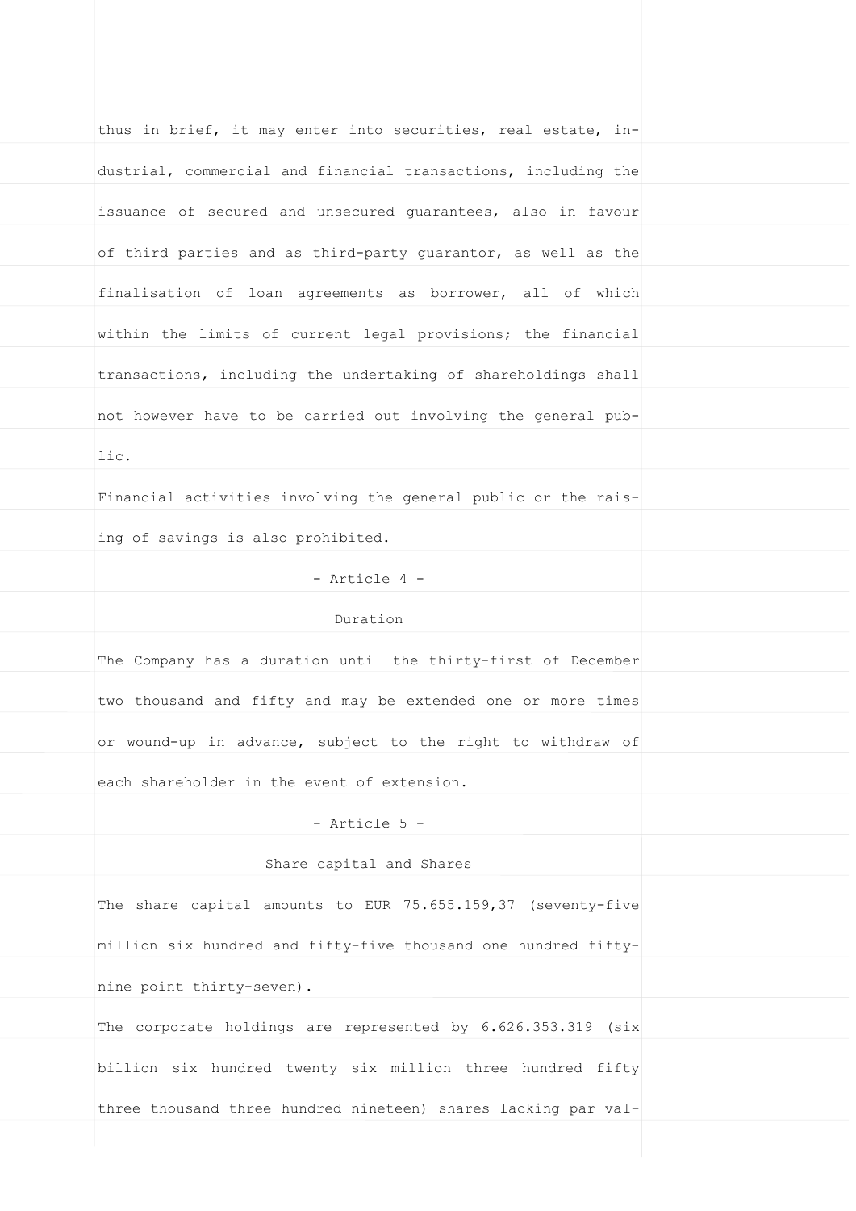thus in brief, it may enter into securities, real estate, industrial, commercial and financial transactions, including the issuance of secured and unsecured guarantees, also in favour of third parties and as third-party guarantor, as well as the finalisation of loan agreements as borrower, all of which within the limits of current legal provisions; the financial transactions, including the undertaking of shareholdings shall not however have to be carried out involving the general public.

Financial activities involving the general public or the raising of savings is also prohibited.

## - Article 4 -

## Duration

The Company has a duration until the thirty-first of December two thousand and fifty and may be extended one or more times or wound-up in advance, subject to the right to withdraw of each shareholder in the event of extension.

## - Article 5 -

## Share capital and Shares

The share capital amounts to EUR 75.655.159,37 (seventy-five million six hundred and fifty-five thousand one hundred fifty-nine point thirty-seven).

The corporate holdings are represented by 6.626.353.319 (six billion six hundred twenty six million three hundred fifty three thousand three hundred nineteen) shares lacking par val-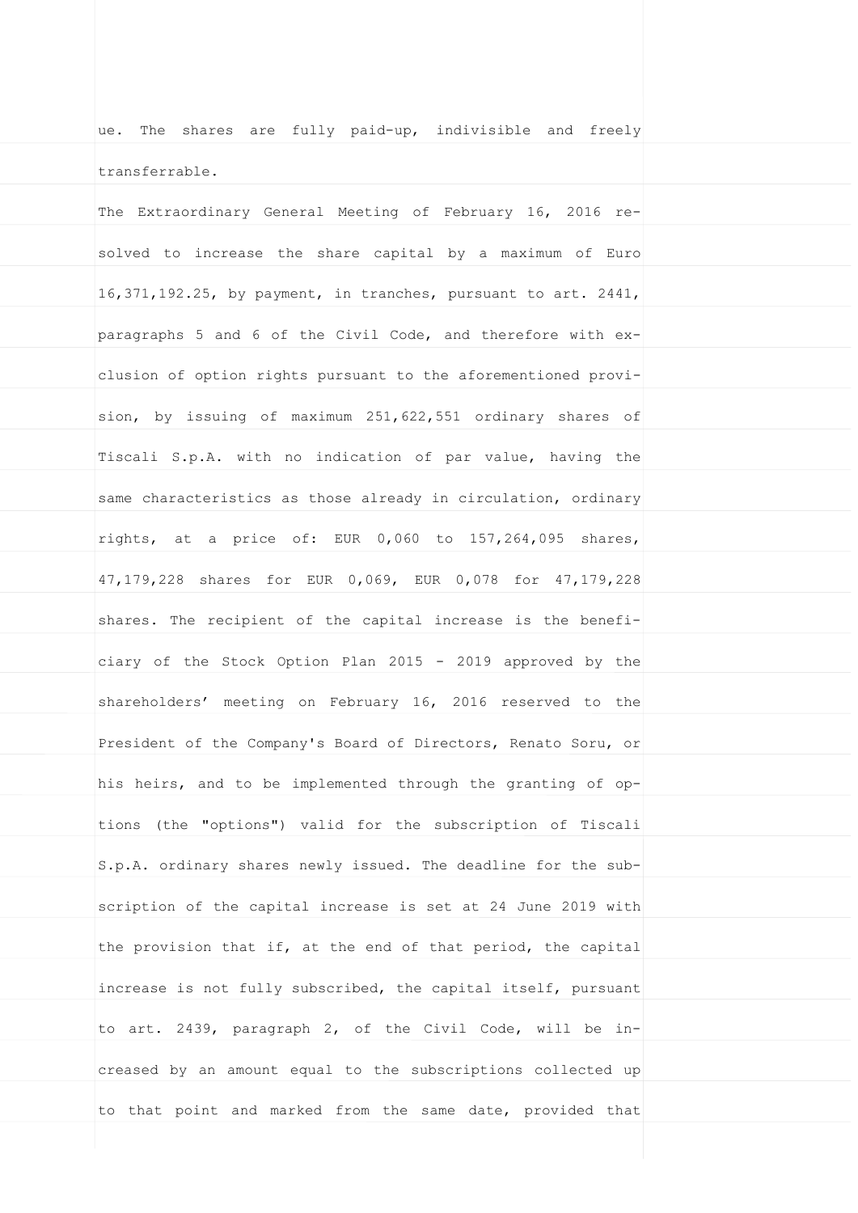ue. The shares are fully paid-up, indivisible and freely transferrable.

The Extraordinary General Meeting of February 16, 2016 resolved to increase the share capital by a maximum of Euro 16,371,192.25, by payment, in tranches, pursuant to art. 2441, paragraphs 5 and 6 of the Civil Code, and therefore with exclusion of option rights pursuant to the aforementioned provision, by issuing of maximum 251,622,551 ordinary shares of Tiscali S.p.A. with no indication of par value, having the same characteristics as those already in circulation, ordinary rights, at a price of: EUR 0,060 to 157,264,095 shares, 47,179,228 shares for EUR 0,069, EUR 0,078 for 47,179,228 shares. The recipient of the capital increase is the beneficiary of the Stock Option Plan 2015 - 2019 approved by the shareholders' meeting on February 16, 2016 reserved to the President of the Company's Board of Directors, Renato Soru, or his heirs, and to be implemented through the granting of options (the "options") valid for the subscription of Tiscali S.p.A. ordinary shares newly issued. The deadline for the subscription of the capital increase is set at 24 June 2019 with the provision that if, at the end of that period, the capital increase is not fully subscribed, the capital itself, pursuant to art. 2439, paragraph 2, of the Civil Code, will be increased by an amount equal to the subscriptions collected up to that point and marked from the same date, provided that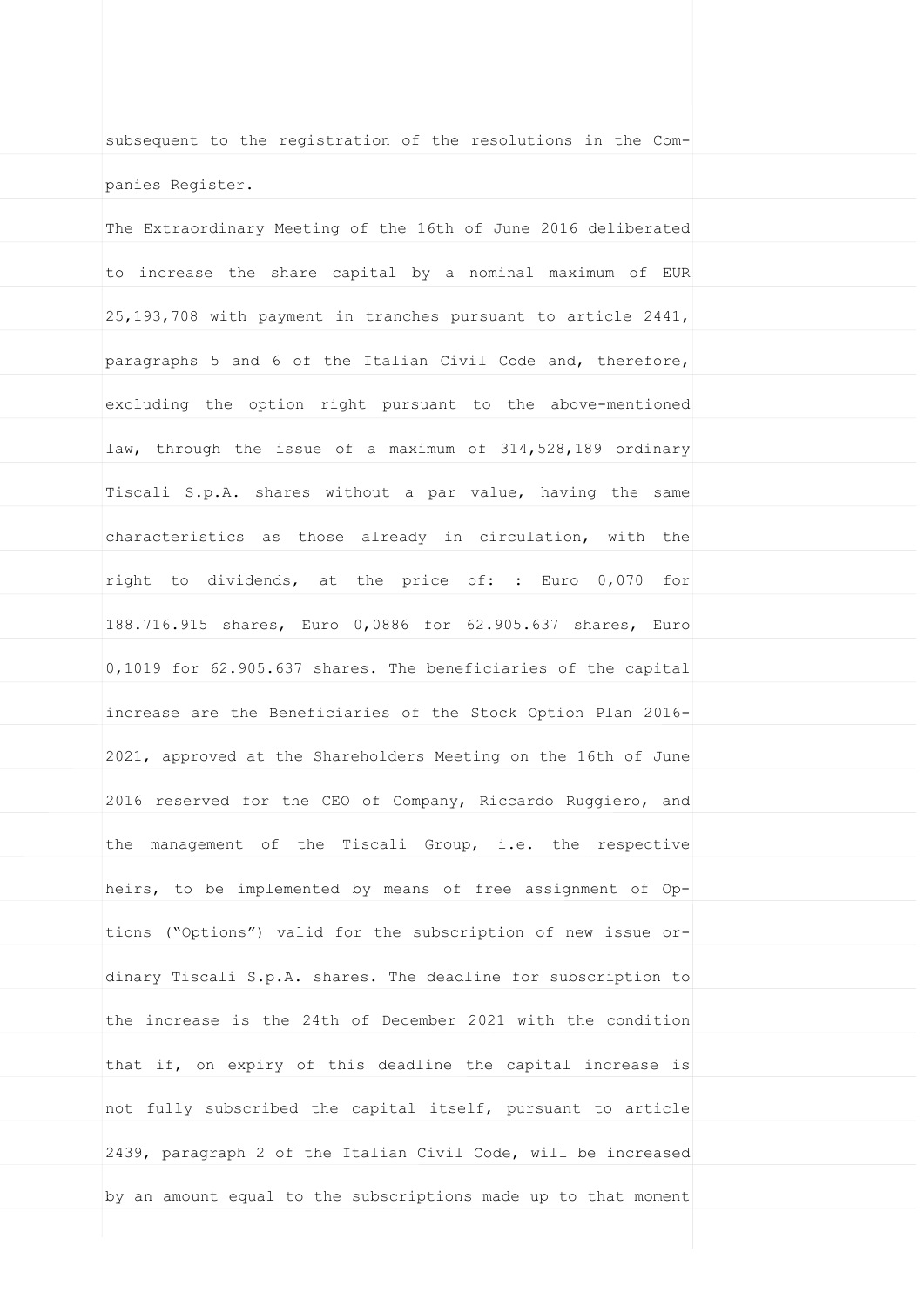subsequent to the registration of the resolutions in the Companies Register.

The Extraordinary Meeting of the 16th of June 2016 deliberated to increase the share capital by a nominal maximum of EUR 25,193,708 with payment in tranches pursuant to article 2441, paragraphs 5 and 6 of the Italian Civil Code and, therefore, excluding the option right pursuant to the above-mentioned law, through the issue of a maximum of 314,528,189 ordinary Tiscali S.p.A. shares without a par value, having the same characteristics as those already in circulation, with the right to dividends, at the price of: : Euro 0,070 for 188.716.915 shares, Euro 0,0886 for 62.905.637 shares, Euro 0,1019 for 62.905.637 shares. The beneficiaries of the capital increase are the Beneficiaries of the Stock Option Plan 2016-2021, approved at the Shareholders Meeting on the 16th of June 2016 reserved for the CEO of Company, Riccardo Ruggiero, and the management of the Tiscali Group, i.e. the respective heirs, to be implemented by means of free assignment of Options ("Options") valid for the subscription of new issue ordinary Tiscali S.p.A. shares. The deadline for subscription to the increase is the 24th of December 2021 with the condition that if, on expiry of this deadline the capital increase is not fully subscribed the capital itself, pursuant to article 2439, paragraph 2 of the Italian Civil Code, will be increased by an amount equal to the subscriptions made up to that moment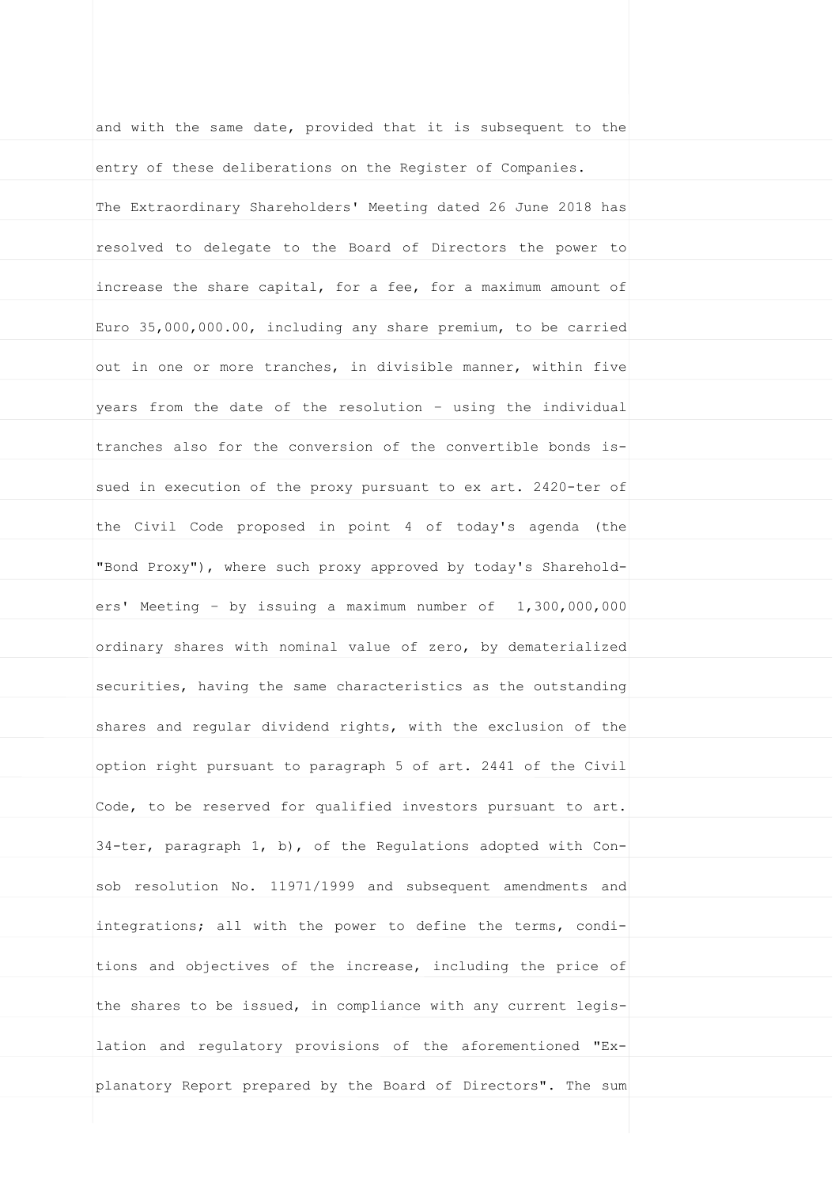and with the same date, provided that it is subsequent to the entry of these deliberations on the Register of Companies.

The Extraordinary Shareholders' Meeting dated 26 June 2018 has resolved to delegate to the Board of Directors the power to increase the share capital, for a fee, for a maximum amount of Euro 35,000,000.00, including any share premium, to be carried out in one or more tranches, in divisible manner, within five years from the date of the resolution - using the individual tranches also for the conversion of the convertible bonds issued in execution of the proxy pursuant to ex art. 2420-ter of the Civil Code proposed in point 4 of today's agenda (the "Bond Proxy"), where such proxy approved by today's Shareholders' Meeting - by issuing a maximum number of 1,300,000,000 ordinary shares with nominal value of zero, by dematerialized securities, having the same characteristics as the outstanding shares and regular dividend rights, with the exclusion of the option right pursuant to paragraph 5 of art. 2441 of the Civil Code, to be reserved for qualified investors pursuant to art. 34-ter, paragraph 1, b), of the Regulations adopted with Consob resolution No. 11971/1999 and subsequent amendments and integrations; all with the power to define the terms, conditions and objectives of the increase, including the price of the shares to be issued, in compliance with any current legislation and regulatory provisions of the aforementioned "Explanatory Report prepared by the Board of Directors". The sum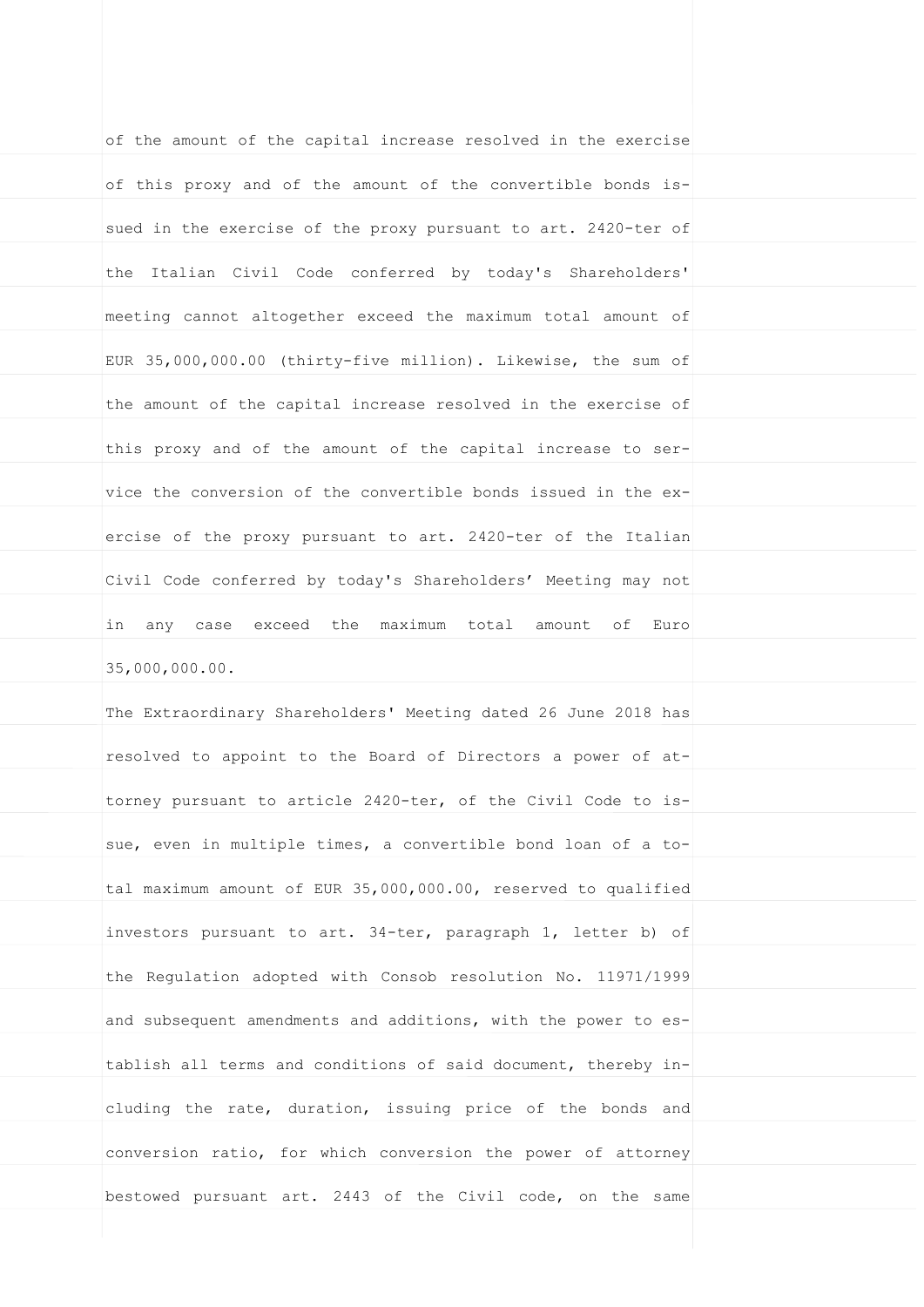of the amount of the capital increase resolved in the exercise of this proxy and of the amount of the convertible bonds issued in the exercise of the proxy pursuant to art. 2420-ter of the Italian Civil Code conferred by today's Shareholders' meeting cannot altogether exceed the maximum total amount of EUR 35,000,000.00 (thirty-five million). Likewise, the sum of the amount of the capital increase resolved in the exercise of this proxy and of the amount of the capital increase to service the conversion of the convertible bonds issued in the exercise of the proxy pursuant to art. 2420-ter of the Italian Civil Code conferred by today's Shareholders' Meeting may not in any case exceed the maximum total amount of Euro 35,000,000.00.

The Extraordinary Shareholders' Meeting dated 26 June 2018 has resolved to appoint to the Board of Directors a power of attorney pursuant to article 2420-ter, of the Civil Code to issue, even in multiple times, a convertible bond loan of a total maximum amount of EUR 35,000,000.00, reserved to qualified investors pursuant to art. 34-ter, paragraph 1, letter b) of the Regulation adopted with Consob resolution No. 11971/1999 and subsequent amendments and additions, with the power to establish all terms and conditions of said document, thereby including the rate, duration, issuing price of the bonds and conversion ratio, for which conversion the power of attorney bestowed pursuant art. 2443 of the Civil code, on the same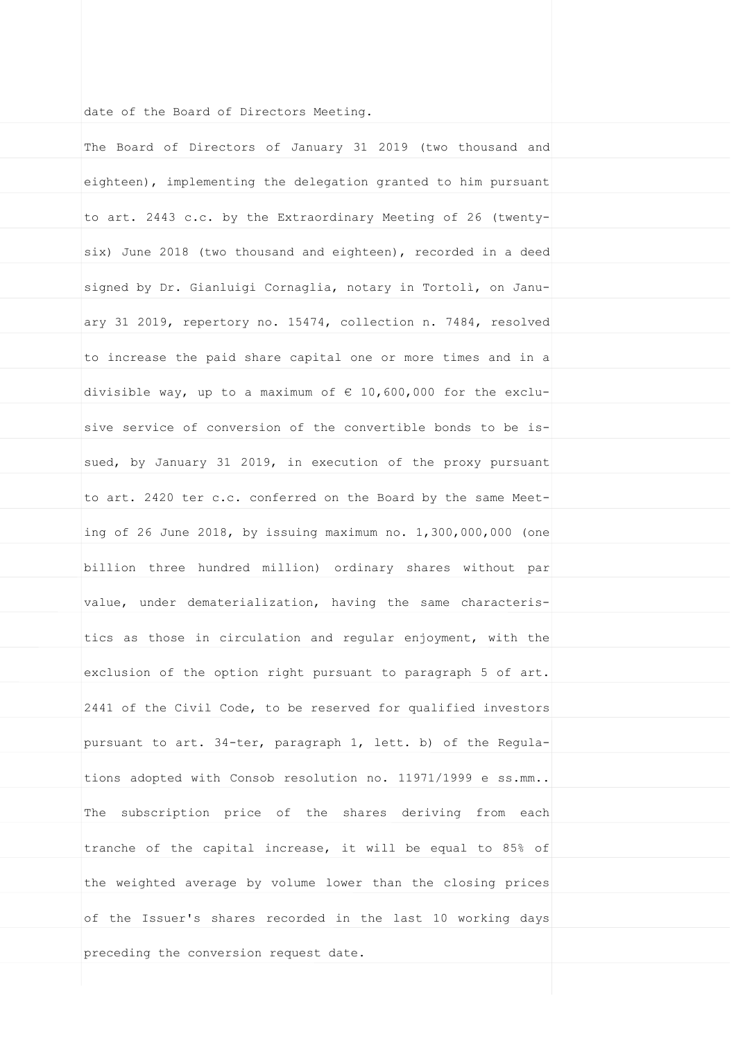date of the Board of Directors Meeting.

The Board of Directors of January 31 2019 (two thousand and eighteen), implementing the delegation granted to him pursuant to art. 2443 c.c. by the Extraordinary Meeting of 26 (twenty-six) June 2018 (two thousand and eighteen), recorded in a deed signed by Dr. Gianluigi Cornaglia, notary in Tortolì, on January 31 2019, repertory no. 15474, collection n. 7484, resolved to increase the paid share capital one or more times and in a divisible way, up to a maximum of € 10,600,000 for the exclusive service of conversion of the convertible bonds to be issued, by January 31 2019, in execution of the proxy pursuant to art. 2420 ter c.c. conferred on the Board by the same Meeting of 26 June 2018, by issuing maximum no. 1,300,000,000 (one billion three hundred million) ordinary shares without par value, under dematerialization, having the same characteristics as those in circulation and regular enjoyment, with the exclusion of the option right pursuant to paragraph 5 of art. 2441 of the Civil Code, to be reserved for qualified investors pursuant to art. 34-ter, paragraph 1, lett. b) of the Regulations adopted with Consob resolution no. 11971/1999 e ss.mm.. The subscription price of the shares deriving from each tranche of the capital increase, it will be equal to 85% of the weighted average by volume lower than the closing prices of the Issuer's shares recorded in the last 10 working days preceding the conversion request date.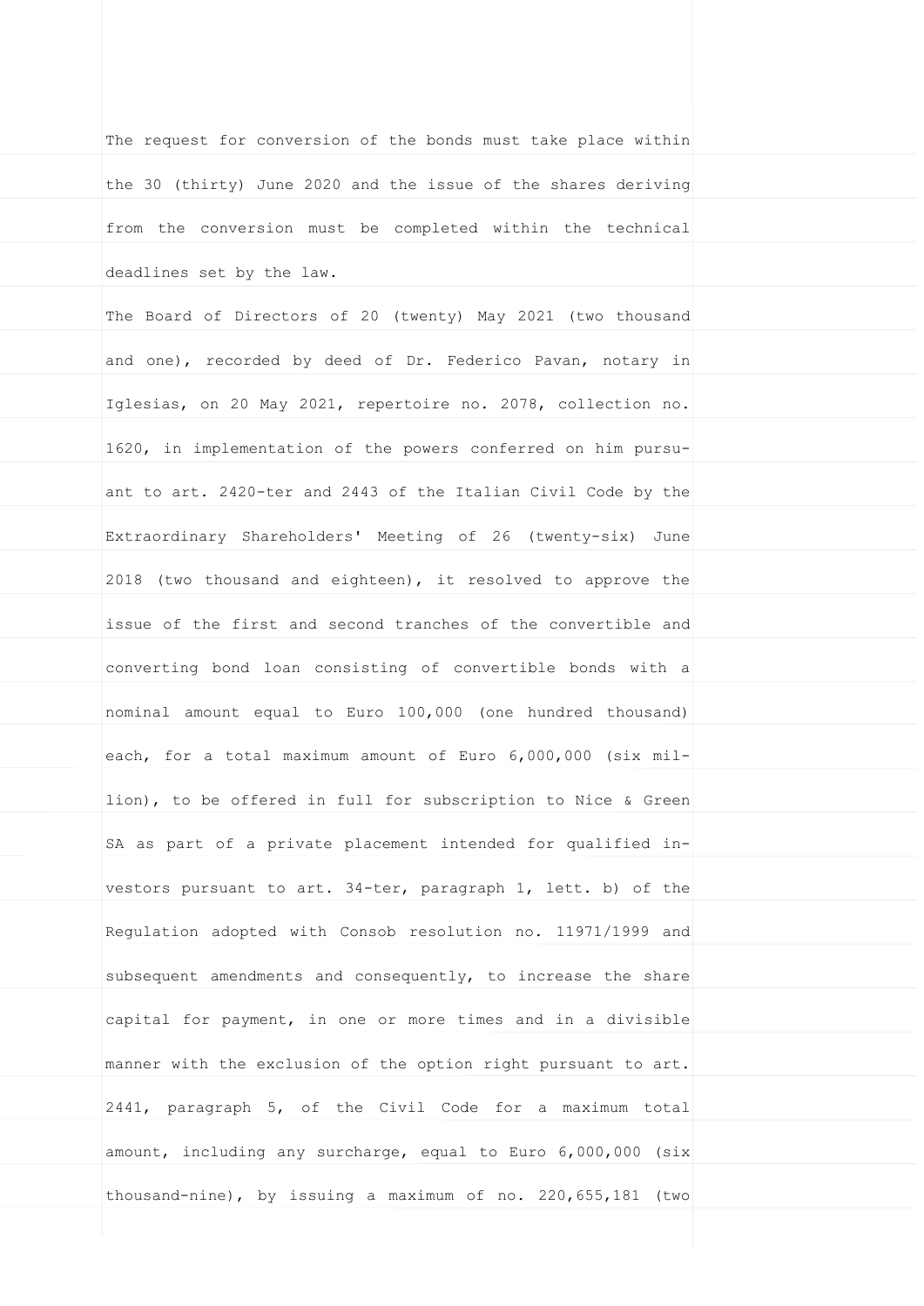The request for conversion of the bonds must take place within the 30 (thirty) June 2020 and the issue of the shares deriving from the conversion must be completed within the technical deadlines set by the law.

The Board of Directors of 20 (twenty) May 2021 (two thousand and one), recorded by deed of Dr. Federico Pavan, notary in Iglesias, on 20 May 2021, repertoire no. 2078, collection no. 1620, in implementation of the powers conferred on him pursuant to art. 2420-ter and 2443 of the Italian Civil Code by the Extraordinary Shareholders' Meeting of 26 (twenty-six) June 2018 (two thousand and eighteen), it resolved to approve the issue of the first and second tranches of the convertible and converting bond loan consisting of convertible bonds with a nominal amount equal to Euro 100,000 (one hundred thousand) each, for a total maximum amount of Euro 6,000,000 (six million), to be offered in full for subscription to Nice & Green SA as part of a private placement intended for qualified investors pursuant to art. 34-ter, paragraph 1, lett. b) of the Regulation adopted with Consob resolution no. 11971/1999 and subsequent amendments and consequently, to increase the share capital for payment, in one or more times and in a divisible manner with the exclusion of the option right pursuant to art. 2441, paragraph 5, of the Civil Code for a maximum total amount, including any surcharge, equal to Euro 6,000,000 (six thousand-nine), by issuing a maximum of no. 220,655,181 (two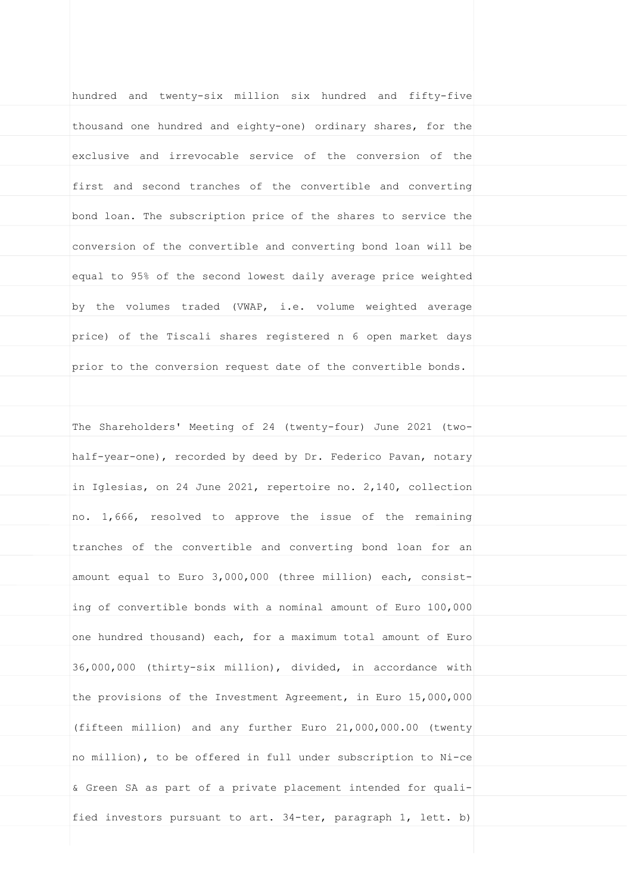hundred and twenty-six million six hundred and fifty-five thousand one hundred and eighty-one) ordinary shares, for the exclusive and irrevocable service of the conversion of the first and second tranches of the convertible and converting bond loan. The subscription price of the shares to service the conversion of the convertible and converting bond loan will be equal to 95% of the second lowest daily average price weighted by the volumes traded (VWAP, i.e. volume weighted average price) of the Tiscali shares registered n 6 open market days prior to the conversion request date of the convertible bonds.

The Shareholders' Meeting of 24 (twenty-four) June 2021 (two-half-year-one), recorded by deed by Dr. Federico Pavan, notary in Iglesias, on 24 June 2021, repertoire no. 2,140, collection no. 1,666, resolved to approve the issue of the remaining tranches of the convertible and converting bond loan for an amount equal to Euro 3,000,000 (three million) each, consisting of convertible bonds with a nominal amount of Euro 100,000 one hundred thousand) each, for a maximum total amount of Euro 36,000,000 (thirty-six million), divided, in accordance with the provisions of the Investment Agreement, in Euro 15,000,000 (fifteen million) and any further Euro 21,000,000.00 (twenty no million), to be offered in full under subscription to Ni-ce & Green SA as part of a private placement intended for qualified investors pursuant to art. 34-ter, paragraph 1, lett. b)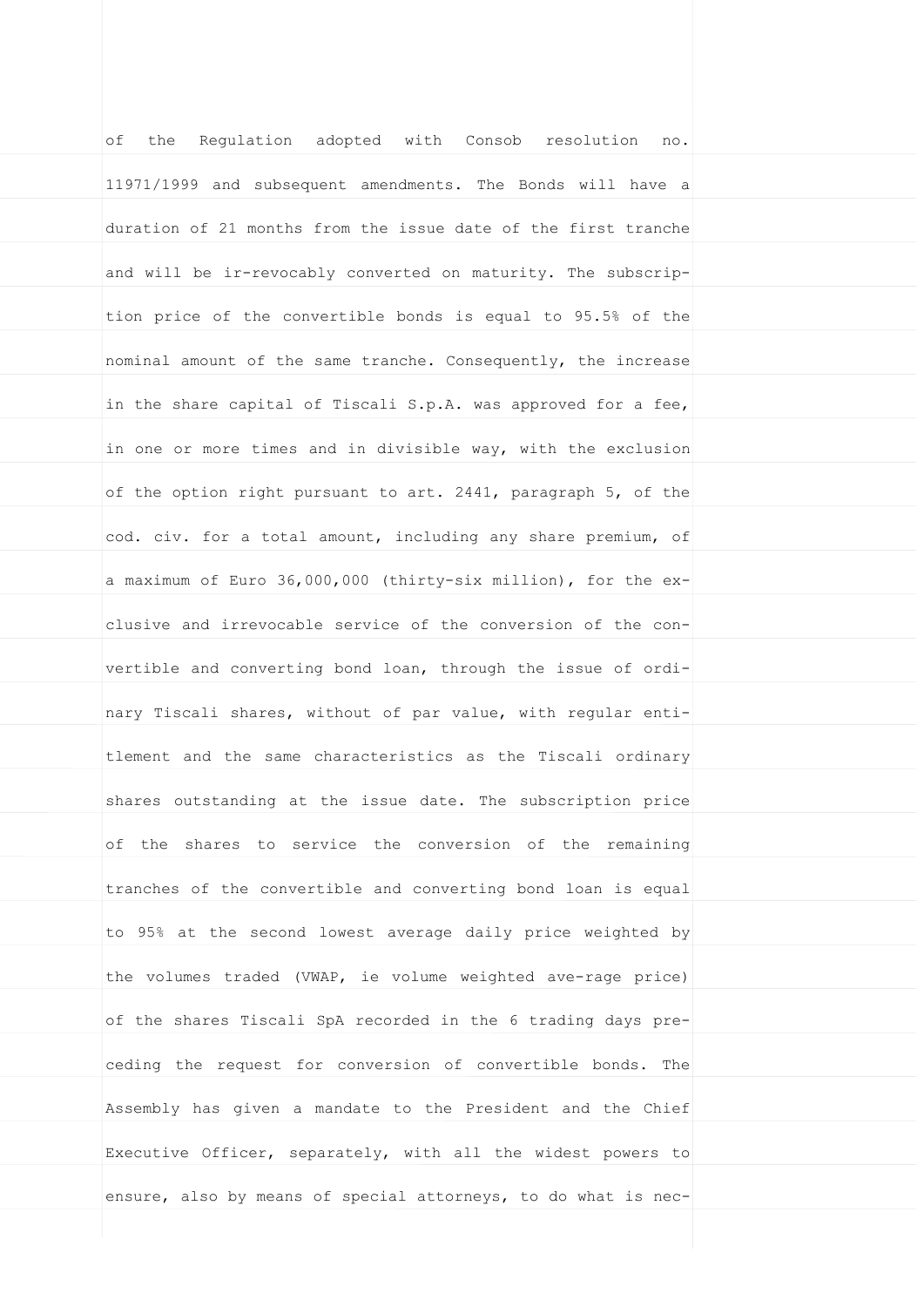of the Regulation adopted with Consob resolution no. 11971/1999 and subsequent amendments. The Bonds will have a duration of 21 months from the issue date of the first tranche and will be ir-revocably converted on maturity. The subscription price of the convertible bonds is equal to 95.5% of the nominal amount of the same tranche. Consequently, the increase in the share capital of Tiscali S.p.A. was approved for a fee, in one or more times and in divisible way, with the exclusion of the option right pursuant to art. 2441, paragraph 5, of the cod. civ. for a total amount, including any share premium, of a maximum of Euro 36,000,000 (thirty-six million), for the exclusive and irrevocable service of the conversion of the convertible and converting bond loan, through the issue of ordinary Tiscali shares, without of par value, with regular entitlement and the same characteristics as the Tiscali ordinary shares outstanding at the issue date. The subscription price of the shares to service the conversion of the remaining tranches of the convertible and converting bond loan is equal to 95% at the second lowest average daily price weighted by the volumes traded (VWAP, ie volume weighted ave-rage price) of the shares Tiscali SpA recorded in the 6 trading days preceding the request for conversion of convertible bonds. The Assembly has given a mandate to the President and the Chief Executive Officer, separately, with all the widest powers to ensure, also by means of special attorneys, to do what is nec-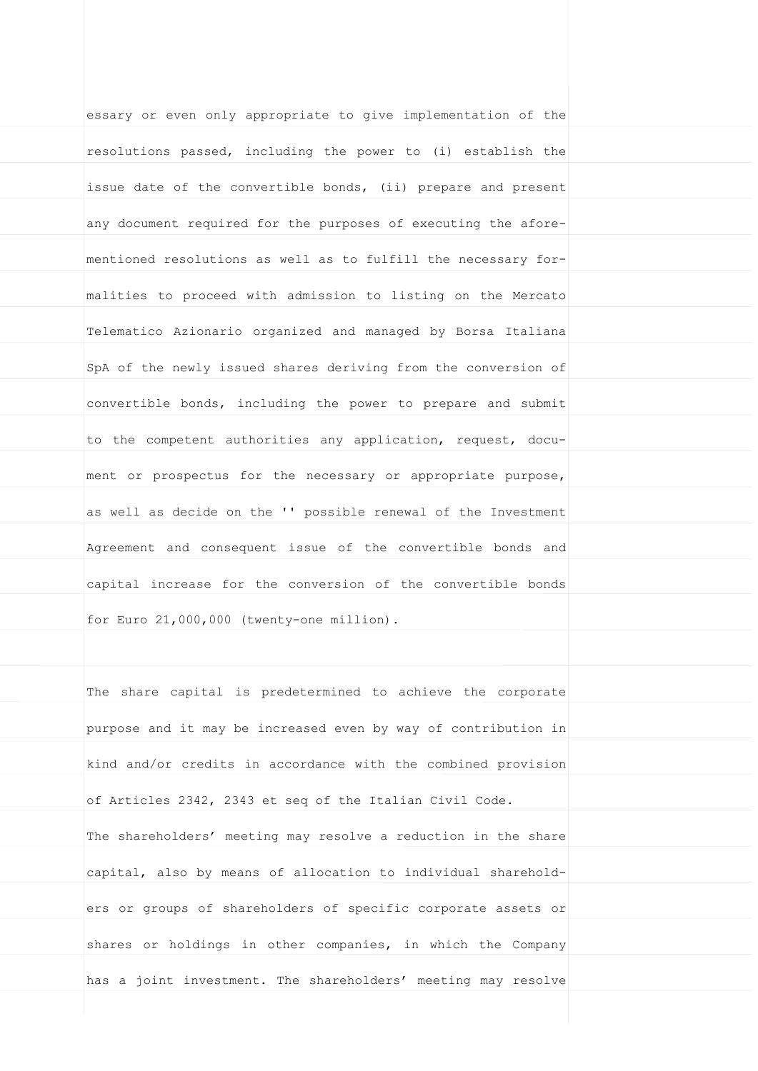essary or even only appropriate to give implementation of the resolutions passed, including the power to (i) establish the issue date of the convertible bonds, (ii) prepare and present any document required for the purposes of executing the aforementioned resolutions as well as to fulfill the necessary formalities to proceed with admission to listing on the Mercato Telematico Azionario organized and managed by Borsa Italiana SpA of the newly issued shares deriving from the conversion of convertible bonds, including the power to prepare and submit to the competent authorities any application, request, document or prospectus for the necessary or appropriate purpose, as well as decide on the '' possible renewal of the Investment Agreement and consequent issue of the convertible bonds and capital increase for the conversion of the convertible bonds for Euro 21,000,000 (twenty-one million).

The share capital is predetermined to achieve the corporate purpose and it may be increased even by way of contribution in kind and/or credits in accordance with the combined provision of Articles 2342, 2343 et seq of the Italian Civil Code.

The shareholders' meeting may resolve a reduction in the share capital, also by means of allocation to individual shareholders or groups of shareholders of specific corporate assets or shares or holdings in other companies, in which the Company has a joint investment. The shareholders' meeting may resolve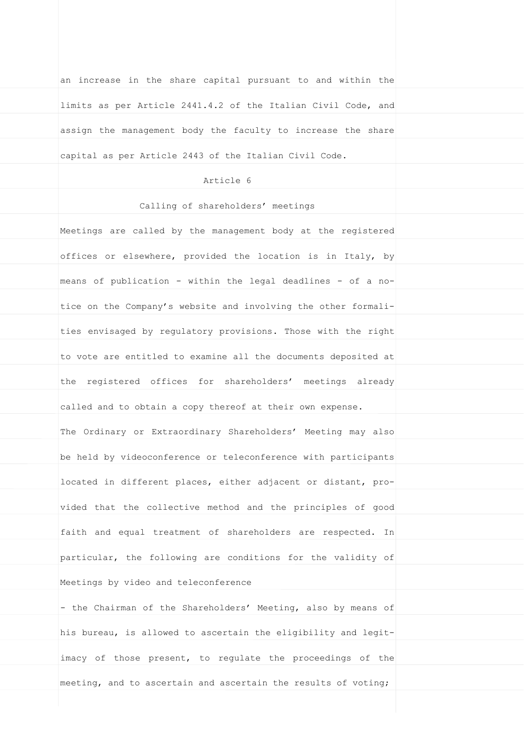an increase in the share capital pursuant to and within the limits as per Article 2441.4.2 of the Italian Civil Code, and assign the management body the faculty to increase the share capital as per Article 2443 of the Italian Civil Code.

## Article 6

## Calling of shareholders' meetings

Meetings are called by the management body at the registered offices or elsewhere, provided the location is in Italy, by means of publication - within the legal deadlines - of a notice on the Company's website and involving the other formalities envisaged by regulatory provisions. Those with the right to vote are entitled to examine all the documents deposited at the registered offices for shareholders' meetings already called and to obtain a copy thereof at their own expense.

The Ordinary or Extraordinary Shareholders' Meeting may also be held by videoconference or teleconference with participants located in different places, either adjacent or distant, provided that the collective method and the principles of good faith and equal treatment of shareholders are respected. In particular, the following are conditions for the validity of Meetings by video and teleconference

- the Chairman of the Shareholders' Meeting, also by means of his bureau, is allowed to ascertain the eligibility and legitimacy of those present, to regulate the proceedings of the meeting, and to ascertain and ascertain the results of voting;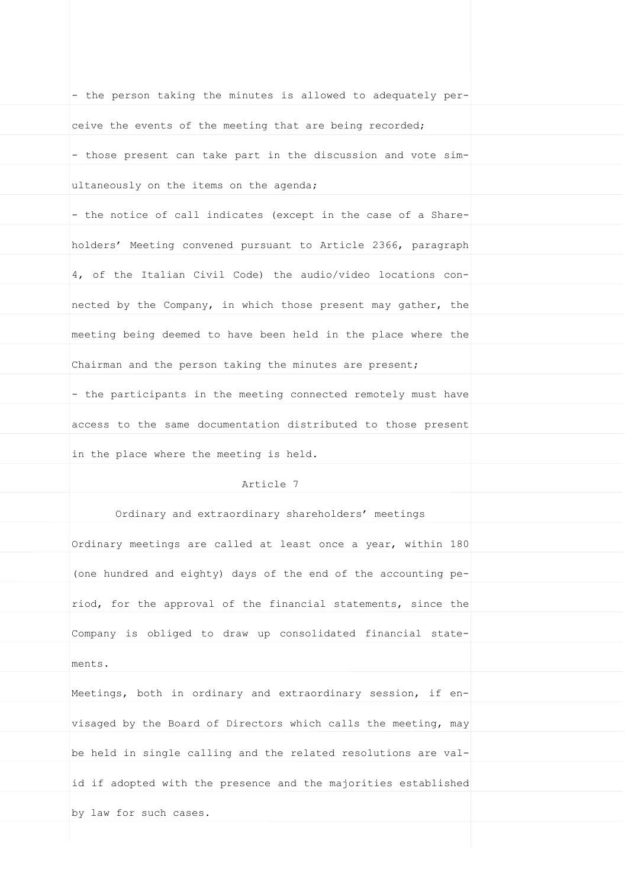- the person taking the minutes is allowed to adequately perceive the events of the meeting that are being recorded;

- those present can take part in the discussion and vote simultaneously on the items on the agenda;

- the notice of call indicates (except in the case of a Shareholders' Meeting convened pursuant to Article 2366, paragraph 4, of the Italian Civil Code) the audio/video locations connected by the Company, in which those present may gather, the meeting being deemed to have been held in the place where the Chairman and the person taking the minutes are present;

- the participants in the meeting connected remotely must have access to the same documentation distributed to those present in the place where the meeting is held.

## Article 7

### Ordinary and extraordinary shareholders' meetings

Ordinary meetings are called at least once a year, within 180 (one hundred and eighty) days of the end of the accounting period, for the approval of the financial statements, since the Company is obliged to draw up consolidated financial statements.

Meetings, both in ordinary and extraordinary session, if envisaged by the Board of Directors which calls the meeting, may be held in single calling and the related resolutions are valid if adopted with the presence and the majorities established by law for such cases.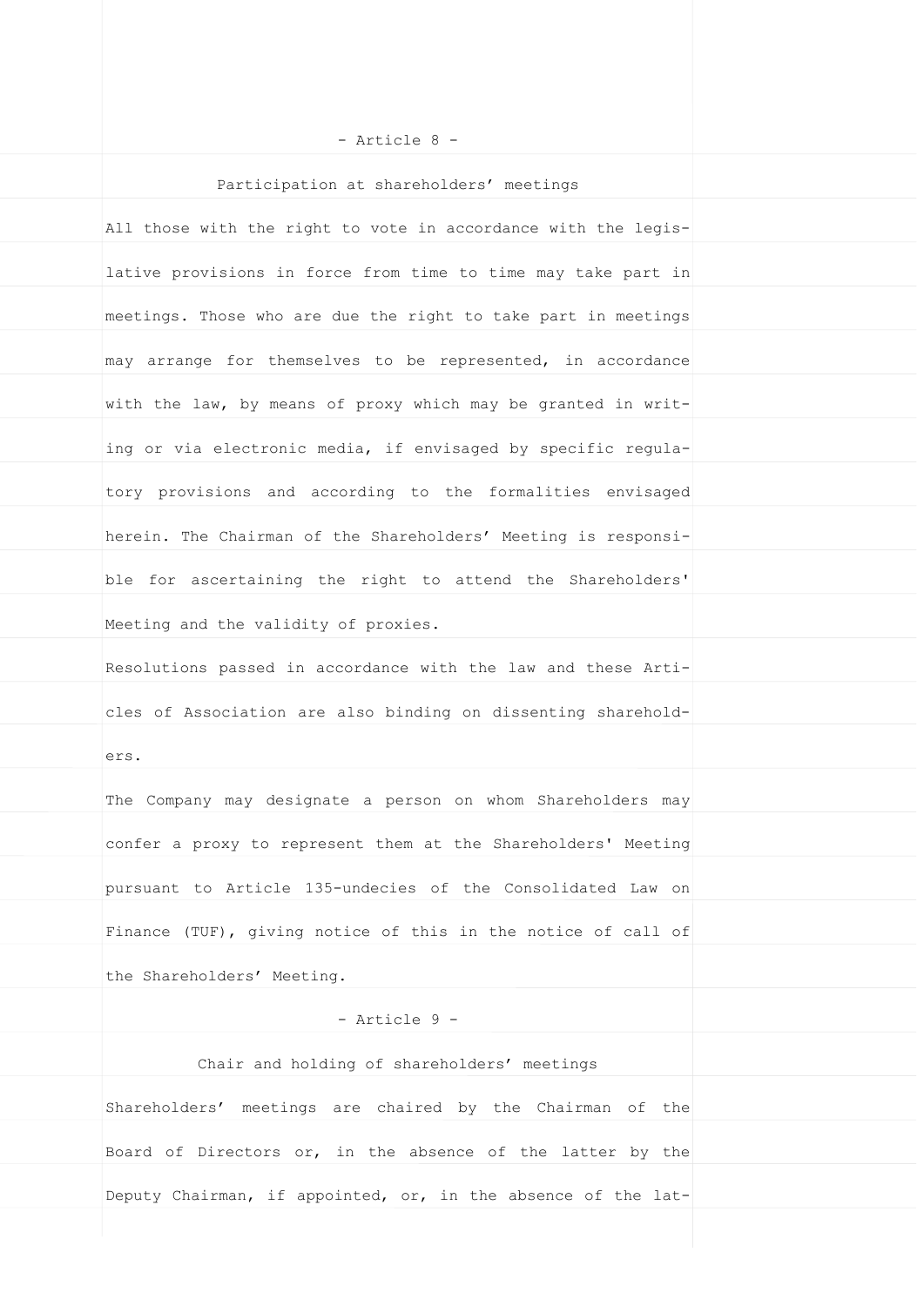## - Article 8 -

### Participation at shareholders' meetings

All those with the right to vote in accordance with the legislative provisions in force from time to time may take part in meetings. Those who are due the right to take part in meetings may arrange for themselves to be represented, in accordance with the law, by means of proxy which may be granted in writing or via electronic media, if envisaged by specific regulatory provisions and according to the formalities envisaged herein. The Chairman of the Shareholders' Meeting is responsible for ascertaining the right to attend the Shareholders' Meeting and the validity of proxies.

Resolutions passed in accordance with the law and these Articles of Association are also binding on dissenting shareholders.

The Company may designate a person on whom Shareholders may confer a proxy to represent them at the Shareholders' Meeting pursuant to Article 135-undecies of the Consolidated Law on Finance (TUF), giving notice of this in the notice of call of the Shareholders' Meeting.

## - Article 9 -

### Chair and holding of shareholders' meetings

Shareholders' meetings are chaired by the Chairman of the Board of Directors or, in the absence of the latter by the Deputy Chairman, if appointed, or, in the absence of the lat-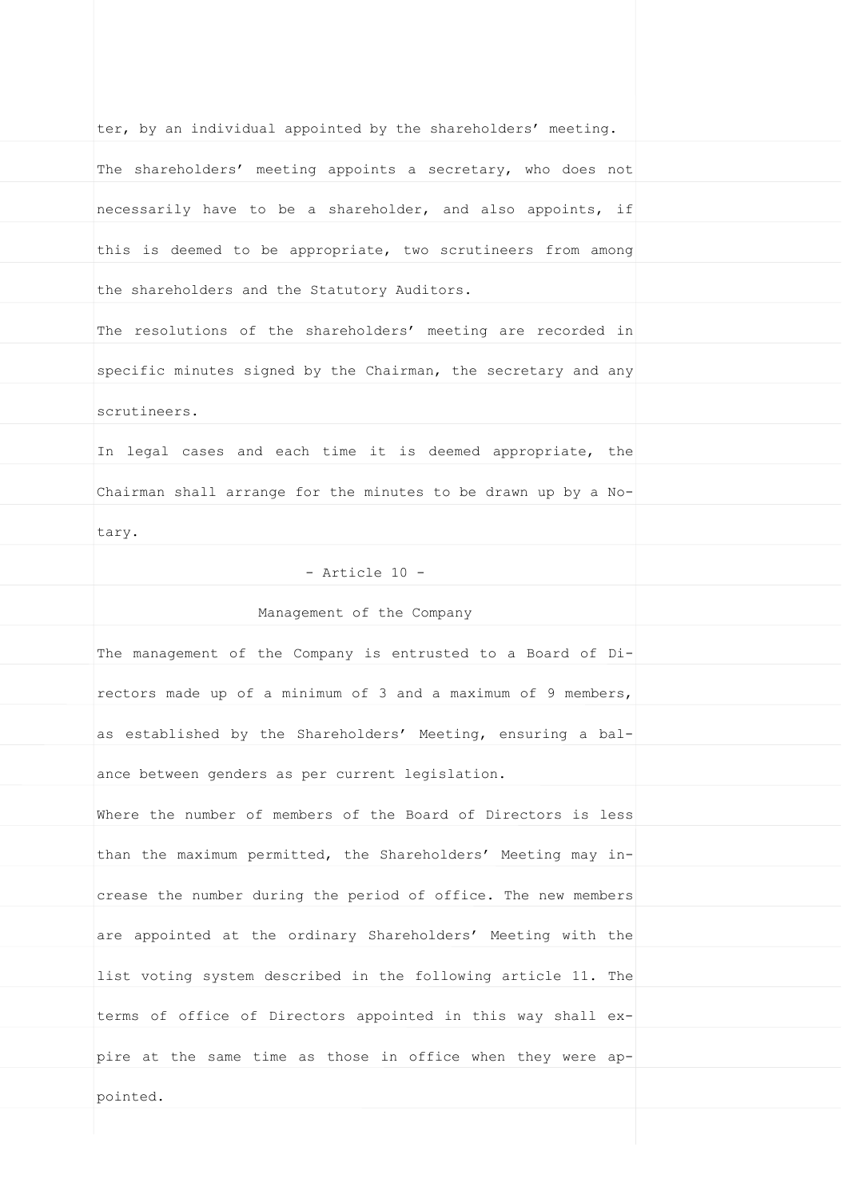ter, by an individual appointed by the shareholders' meeting.

The shareholders' meeting appoints a secretary, who does not necessarily have to be a shareholder, and also appoints, if this is deemed to be appropriate, two scrutineers from among the shareholders and the Statutory Auditors.

The resolutions of the shareholders' meeting are recorded in specific minutes signed by the Chairman, the secretary and any scrutineers.

In legal cases and each time it is deemed appropriate, the Chairman shall arrange for the minutes to be drawn up by a Notary.

## - Article 10 -

## Management of the Company

The management of the Company is entrusted to a Board of Directors made up of a minimum of 3 and a maximum of 9 members, as established by the Shareholders' Meeting, ensuring a balance between genders as per current legislation.

Where the number of members of the Board of Directors is less than the maximum permitted, the Shareholders' Meeting may increase the number during the period of office. The new members are appointed at the ordinary Shareholders' Meeting with the list voting system described in the following article 11. The terms of office of Directors appointed in this way shall expire at the same time as those in office when they were appointed.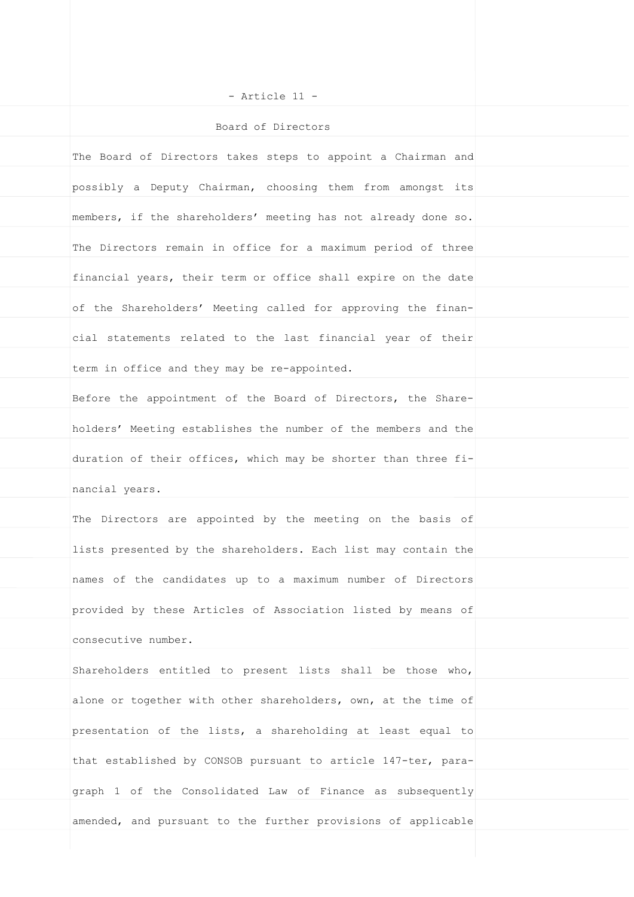## - Article 11 -

## Board of Directors

The Board of Directors takes steps to appoint a Chairman and possibly a Deputy Chairman, choosing them from amongst its members, if the shareholders' meeting has not already done so.

The Directors remain in office for a maximum period of three financial years, their term or office shall expire on the date of the Shareholders' Meeting called for approving the financial statements related to the last financial year of their term in office and they may be re-appointed.

Before the appointment of the Board of Directors, the Shareholders' Meeting establishes the number of the members and the duration of their offices, which may be shorter than three financial years.

The Directors are appointed by the meeting on the basis of lists presented by the shareholders. Each list may contain the names of the candidates up to a maximum number of Directors provided by these Articles of Association listed by means of consecutive number.

Shareholders entitled to present lists shall be those who, alone or together with other shareholders, own, at the time of presentation of the lists, a shareholding at least equal to that established by CONSOB pursuant to article 147-ter, paragraph 1 of the Consolidated Law of Finance as subsequently amended, and pursuant to the further provisions of applicable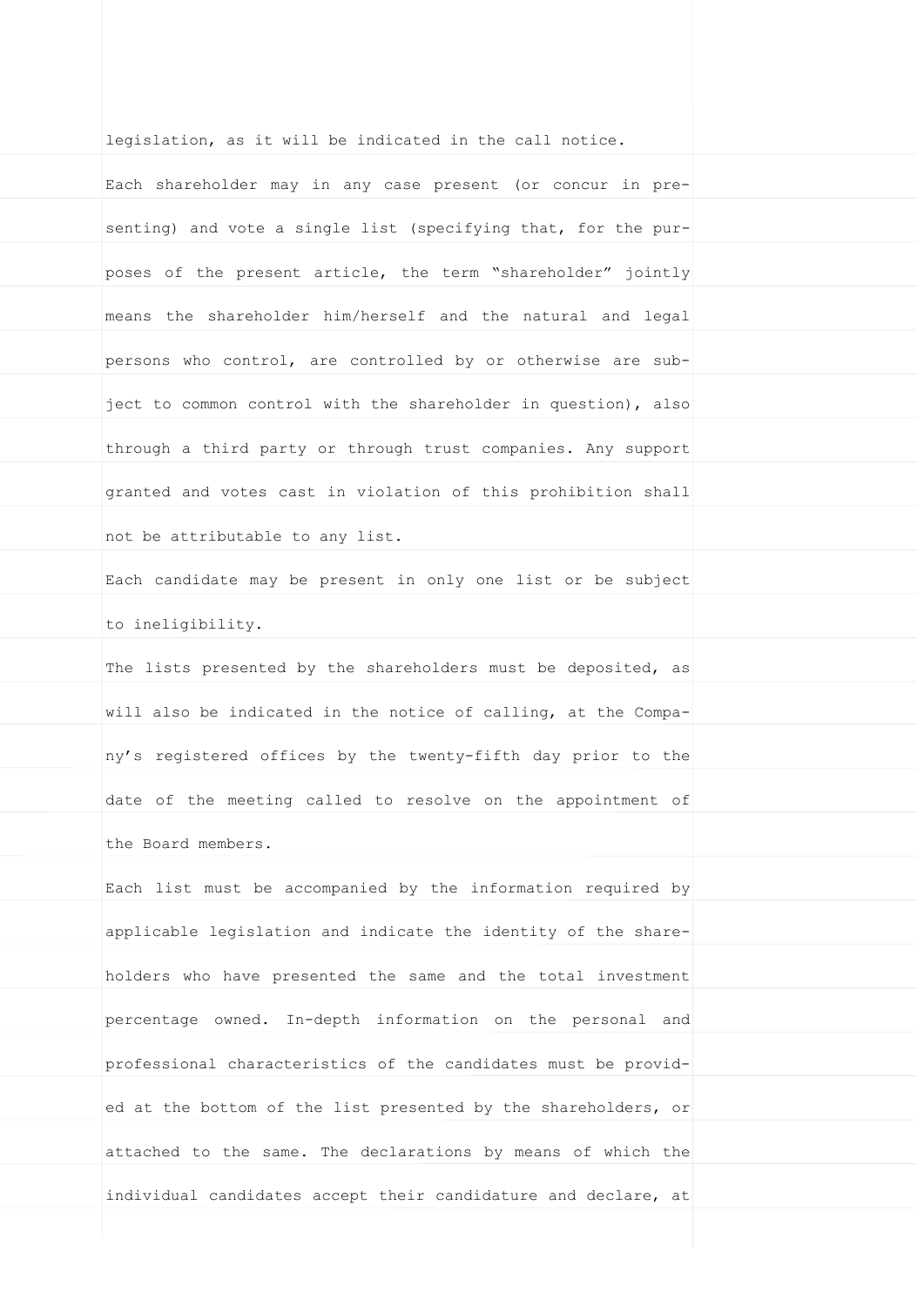legislation, as it will be indicated in the call notice.

Each shareholder may in any case present (or concur in presenting) and vote a single list (specifying that, for the purposes of the present article, the term "shareholder" jointly means the shareholder him/herself and the natural and legal persons who control, are controlled by or otherwise are subject to common control with the shareholder in question), also through a third party or through trust companies. Any support granted and votes cast in violation of this prohibition shall not be attributable to any list.

Each candidate may be present in only one list or be subject to ineligibility.

The lists presented by the shareholders must be deposited, as will also be indicated in the notice of calling, at the Company's registered offices by the twenty-fifth day prior to the date of the meeting called to resolve on the appointment of the Board members.

Each list must be accompanied by the information required by applicable legislation and indicate the identity of the shareholders who have presented the same and the total investment percentage owned. In-depth information on the personal and professional characteristics of the candidates must be provided at the bottom of the list presented by the shareholders, or attached to the same. The declarations by means of which the individual candidates accept their candidature and declare, at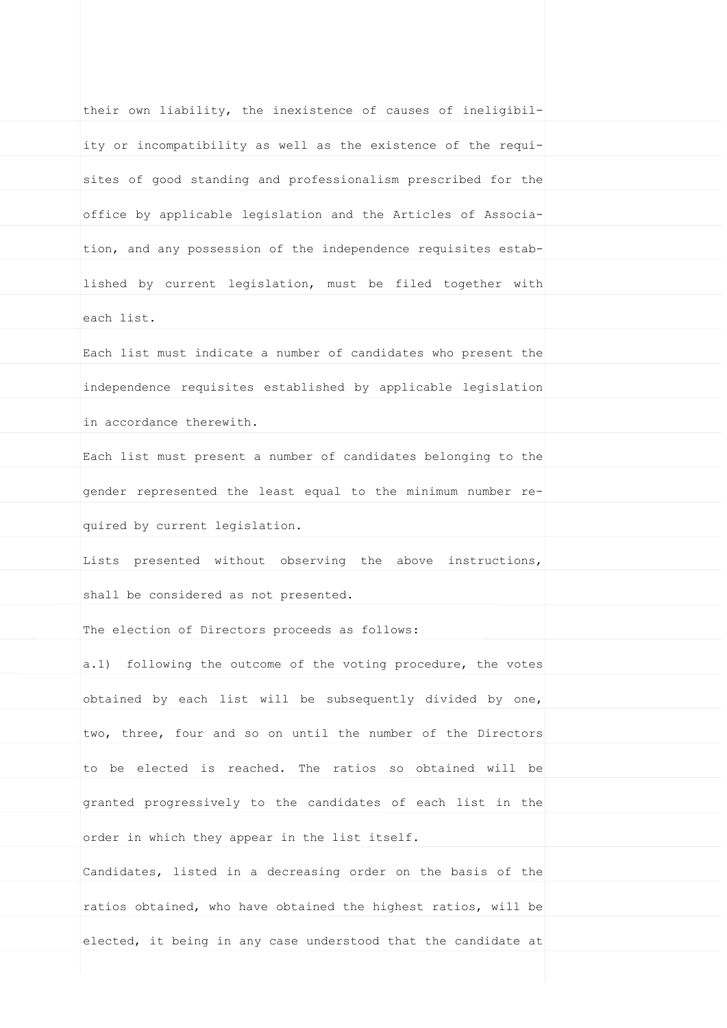their own liability, the inexistence of causes of ineligibility or incompatibility as well as the existence of the requisites of good standing and professionalism prescribed for the office by applicable legislation and the Articles of Association, and any possession of the independence requisites established by current legislation, must be filed together with each list.

Each list must indicate a number of candidates who present the independence requisites established by applicable legislation in accordance therewith.

Each list must present a number of candidates belonging to the gender represented the least equal to the minimum number required by current legislation.

Lists presented without observing the above instructions, shall be considered as not presented.

The election of Directors proceeds as follows:

a.1) following the outcome of the voting procedure, the votes obtained by each list will be subsequently divided by one, two, three, four and so on until the number of the Directors to be elected is reached. The ratios so obtained will be granted progressively to the candidates of each list in the order in which they appear in the list itself.

Candidates, listed in a decreasing order on the basis of the ratios obtained, who have obtained the highest ratios, will be elected, it being in any case understood that the candidate at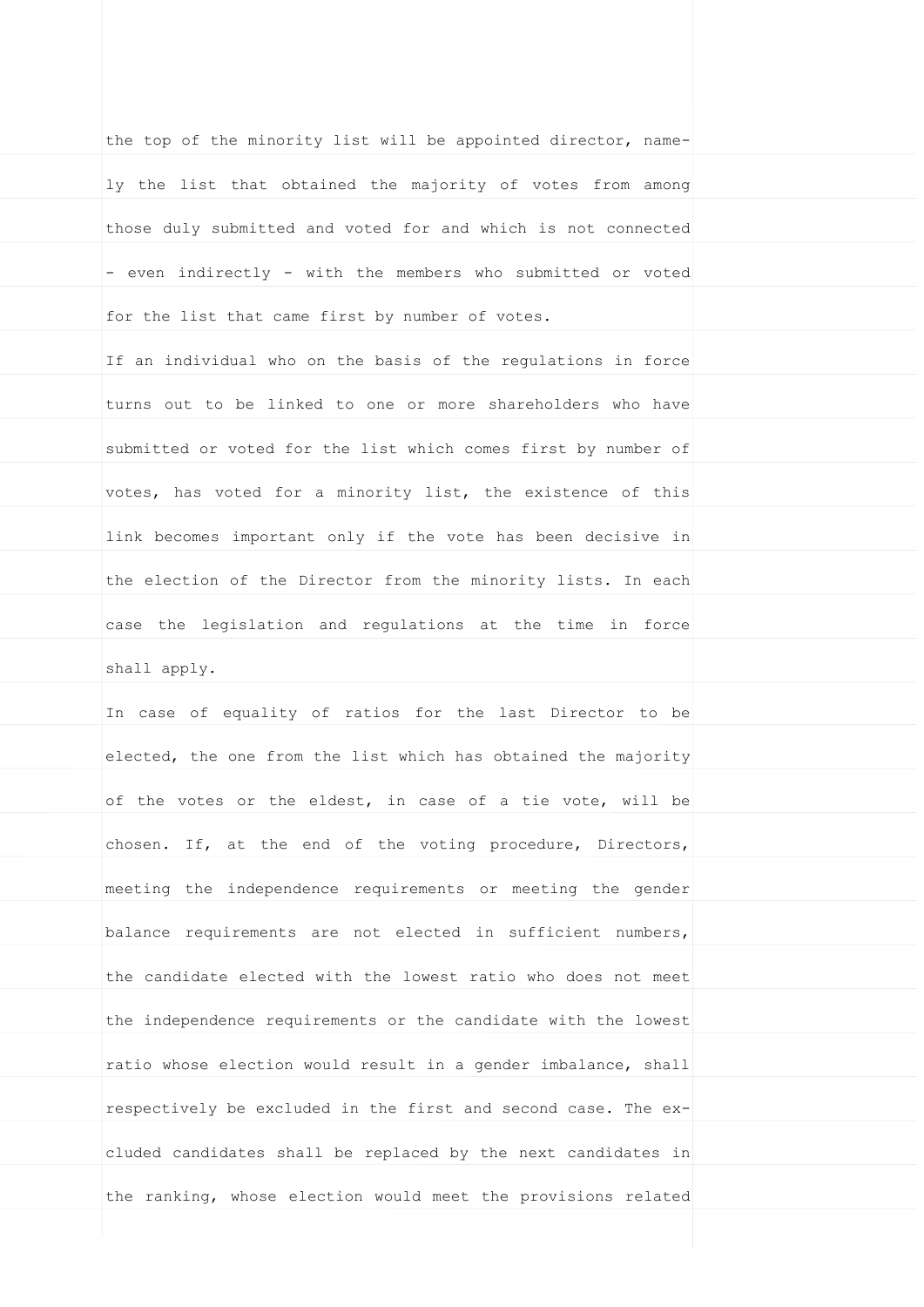the top of the minority list will be appointed director, namely the list that obtained the majority of votes from among those duly submitted and voted for and which is not connected - even indirectly - with the members who submitted or voted for the list that came first by number of votes.

If an individual who on the basis of the regulations in force turns out to be linked to one or more shareholders who have submitted or voted for the list which comes first by number of votes, has voted for a minority list, the existence of this link becomes important only if the vote has been decisive in the election of the Director from the minority lists. In each case the legislation and regulations at the time in force shall apply.

In case of equality of ratios for the last Director to be elected, the one from the list which has obtained the majority of the votes or the eldest, in case of a tie vote, will be chosen. If, at the end of the voting procedure, Directors, meeting the independence requirements or meeting the gender balance requirements are not elected in sufficient numbers, the candidate elected with the lowest ratio who does not meet the independence requirements or the candidate with the lowest ratio whose election would result in a gender imbalance, shall respectively be excluded in the first and second case. The excluded candidates shall be replaced by the next candidates in the ranking, whose election would meet the provisions related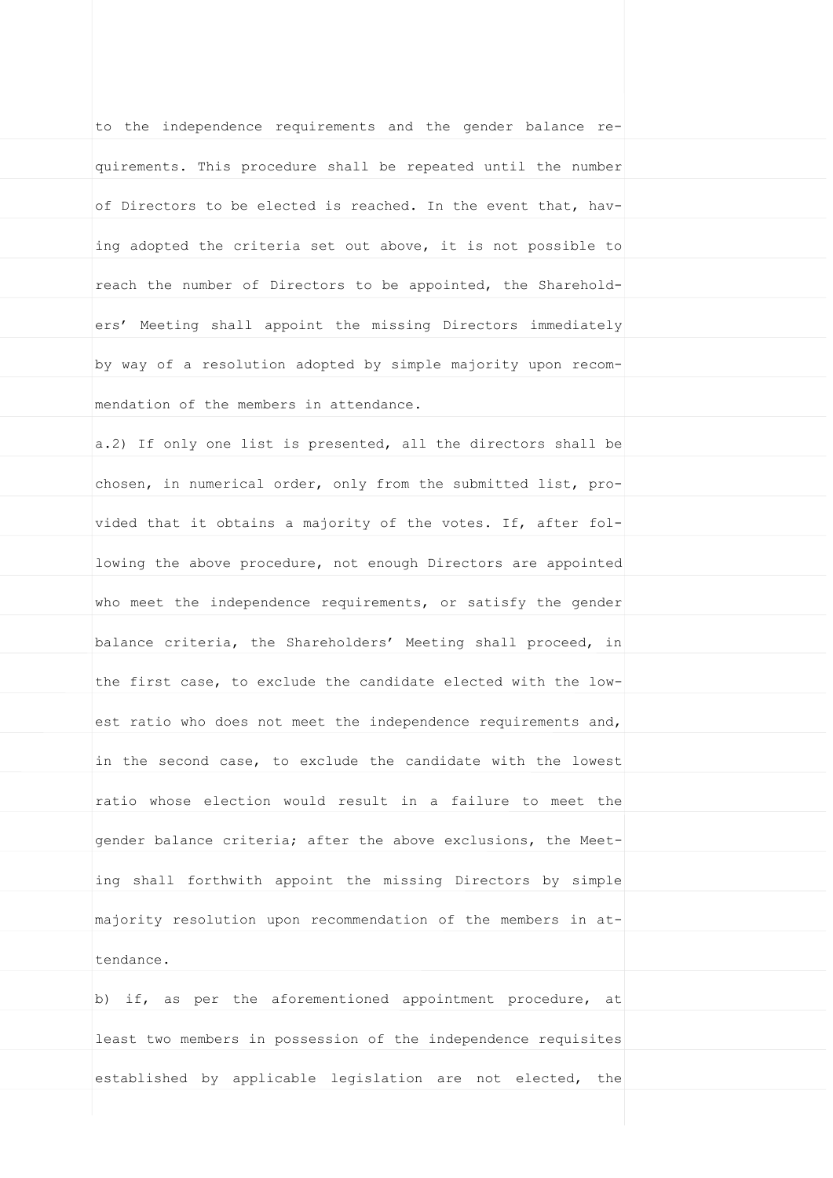to the independence requirements and the gender balance requirements. This procedure shall be repeated until the number of Directors to be elected is reached. In the event that, having adopted the criteria set out above, it is not possible to reach the number of Directors to be appointed, the Shareholders' Meeting shall appoint the missing Directors immediately by way of a resolution adopted by simple majority upon recommendation of the members in attendance.

a.2) If only one list is presented, all the directors shall be chosen, in numerical order, only from the submitted list, provided that it obtains a majority of the votes. If, after following the above procedure, not enough Directors are appointed who meet the independence requirements, or satisfy the gender balance criteria, the Shareholders' Meeting shall proceed, in the first case, to exclude the candidate elected with the lowest ratio who does not meet the independence requirements and, in the second case, to exclude the candidate with the lowest ratio whose election would result in a failure to meet the gender balance criteria; after the above exclusions, the Meeting shall forthwith appoint the missing Directors by simple majority resolution upon recommendation of the members in attendance.

b) if, as per the aforementioned appointment procedure, at least two members in possession of the independence requisites established by applicable legislation are not elected, the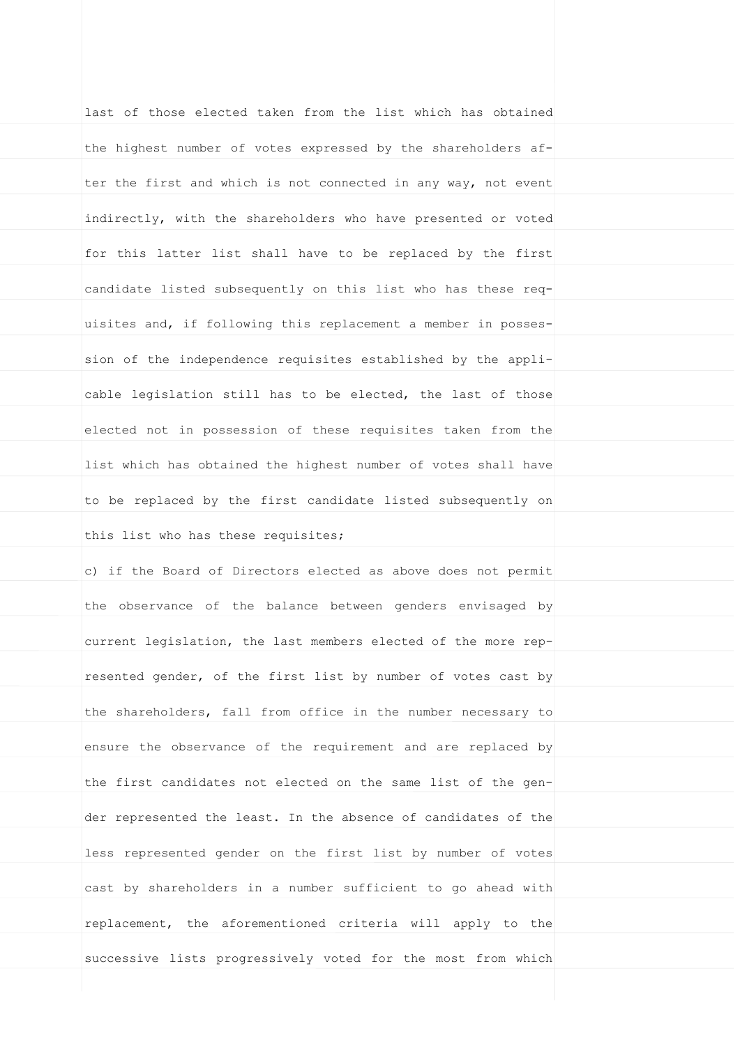last of those elected taken from the list which has obtained the highest number of votes expressed by the shareholders after the first and which is not connected in any way, not event indirectly, with the shareholders who have presented or voted for this latter list shall have to be replaced by the first candidate listed subsequently on this list who has these requisites and, if following this replacement a member in possession of the independence requisites established by the applicable legislation still has to be elected, the last of those elected not in possession of these requisites taken from the list which has obtained the highest number of votes shall have to be replaced by the first candidate listed subsequently on this list who has these requisites;

c) if the Board of Directors elected as above does not permit the observance of the balance between genders envisaged by current legislation, the last members elected of the more represented gender, of the first list by number of votes cast by the shareholders, fall from office in the number necessary to ensure the observance of the requirement and are replaced by the first candidates not elected on the same list of the gender represented the least. In the absence of candidates of the less represented gender on the first list by number of votes cast by shareholders in a number sufficient to go ahead with replacement, the aforementioned criteria will apply to the successive lists progressively voted for the most from which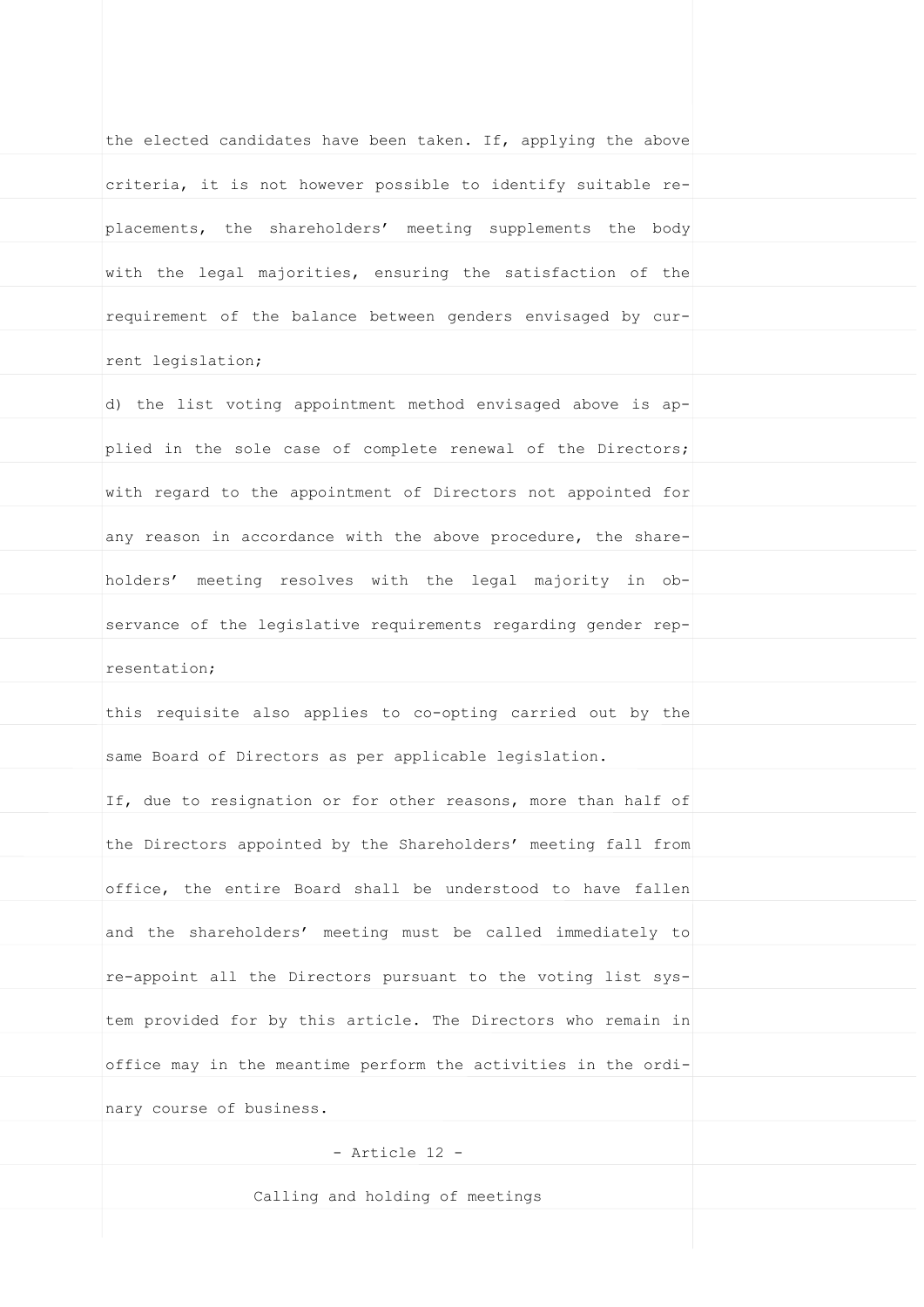the elected candidates have been taken. If, applying the above criteria, it is not however possible to identify suitable replacements, the shareholders' meeting supplements the body with the legal majorities, ensuring the satisfaction of the requirement of the balance between genders envisaged by current legislation;

d) the list voting appointment method envisaged above is applied in the sole case of complete renewal of the Directors; with regard to the appointment of Directors not appointed for any reason in accordance with the above procedure, the shareholders' meeting resolves with the legal majority in observance of the legislative requirements regarding gender representation;

this requisite also applies to co-opting carried out by the same Board of Directors as per applicable legislation.

If, due to resignation or for other reasons, more than half of the Directors appointed by the Shareholders' meeting fall from office, the entire Board shall be understood to have fallen and the shareholders' meeting must be called immediately to re-appoint all the Directors pursuant to the voting list system provided for by this article. The Directors who remain in office may in the meantime perform the activities in the ordinary course of business.

## - Article 12 -

## Calling and holding of meetings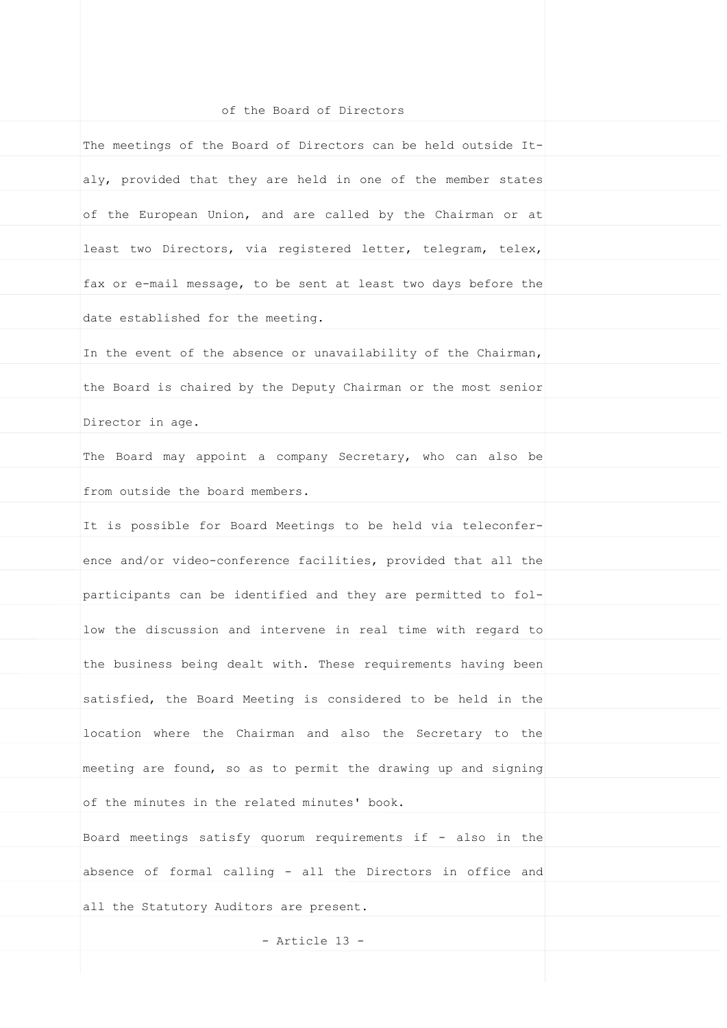of the Board of Directors

The meetings of the Board of Directors can be held outside Italy, provided that they are held in one of the member states of the European Union, and are called by the Chairman or at least two Directors, via registered letter, telegram, telex, fax or e-mail message, to be sent at least two days before the date established for the meeting.

In the event of the absence or unavailability of the Chairman, the Board is chaired by the Deputy Chairman or the most senior Director in age.

The Board may appoint a company Secretary, who can also be from outside the board members.

It is possible for Board Meetings to be held via teleconference and/or video-conference facilities, provided that all the participants can be identified and they are permitted to follow the discussion and intervene in real time with regard to the business being dealt with. These requirements having been satisfied, the Board Meeting is considered to be held in the location where the Chairman and also the Secretary to the meeting are found, so as to permit the drawing up and signing of the minutes in the related minutes' book.

Board meetings satisfy quorum requirements if - also in the absence of formal calling - all the Directors in office and all the Statutory Auditors are present.

- Article 13 -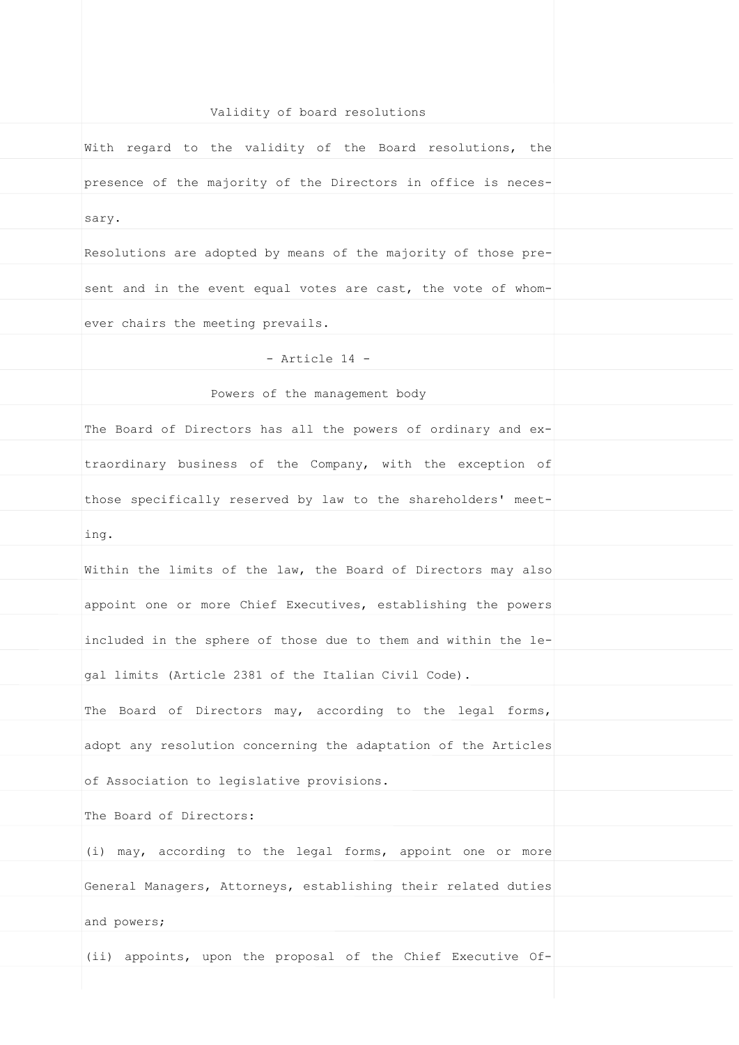### Validity of board resolutions

With regard to the validity of the Board resolutions, the presence of the majority of the Directors in office is necessary.

Resolutions are adopted by means of the majority of those present and in the event equal votes are cast, the vote of whomever chairs the meeting prevails.

## - Article 14 -

### Powers of the management body

The Board of Directors has all the powers of ordinary and extraordinary business of the Company, with the exception of those specifically reserved by law to the shareholders' meeting.

Within the limits of the law, the Board of Directors may also appoint one or more Chief Executives, establishing the powers included in the sphere of those due to them and within the legal limits (Article 2381 of the Italian Civil Code).

The Board of Directors may, according to the legal forms, adopt any resolution concerning the adaptation of the Articles of Association to legislative provisions.

The Board of Directors:

(i) may, according to the legal forms, appoint one or more General Managers, Attorneys, establishing their related duties and powers;

(ii) appoints, upon the proposal of the Chief Executive Of-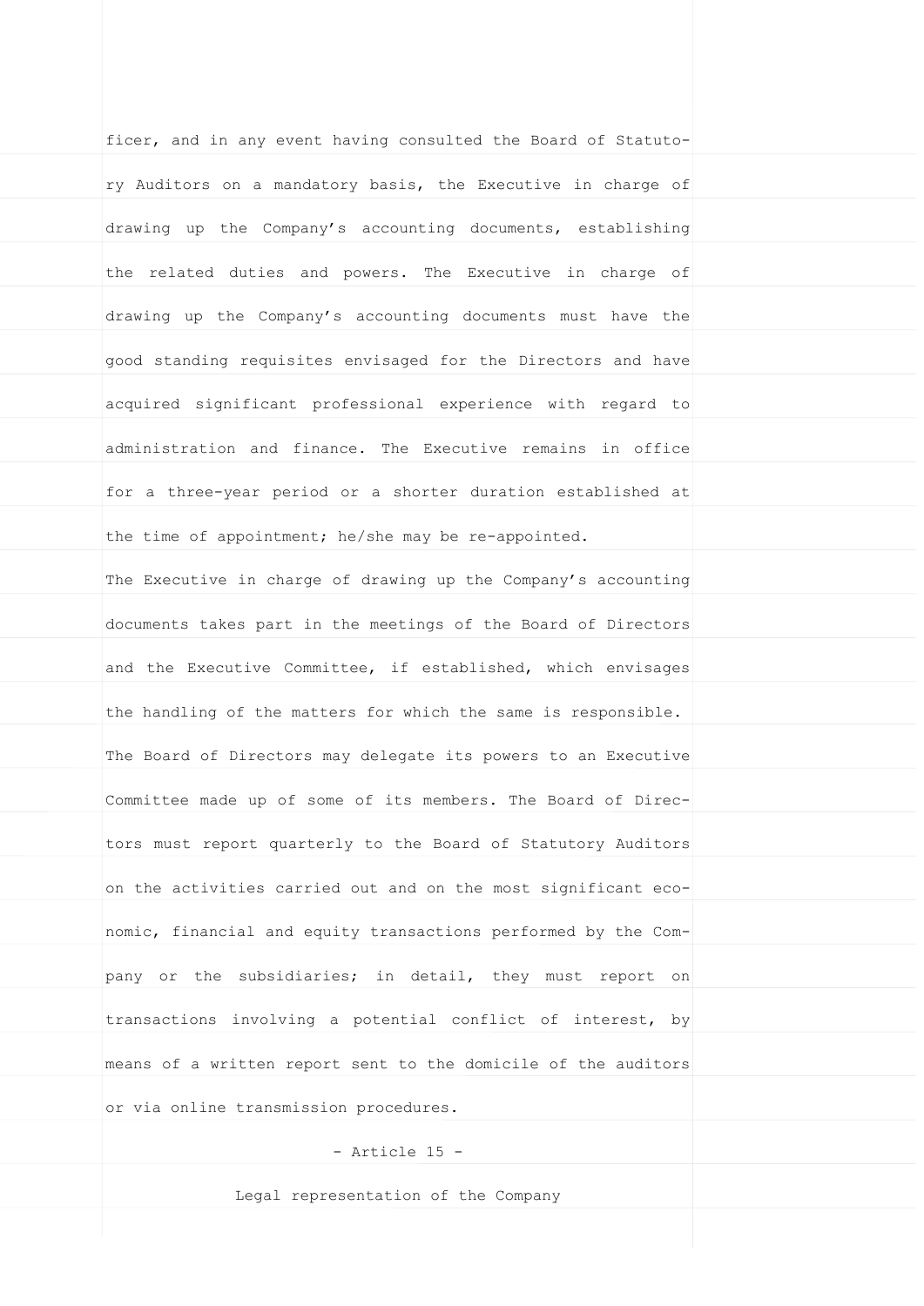ficer, and in any event having consulted the Board of Statutory Auditors on a mandatory basis, the Executive in charge of drawing up the Company's accounting documents, establishing the related duties and powers. The Executive in charge of drawing up the Company's accounting documents must have the good standing requisites envisaged for the Directors and have acquired significant professional experience with regard to administration and finance. The Executive remains in office for a three-year period or a shorter duration established at the time of appointment; he/she may be re-appointed.

The Executive in charge of drawing up the Company's accounting documents takes part in the meetings of the Board of Directors and the Executive Committee, if established, which envisages the handling of the matters for which the same is responsible.

The Board of Directors may delegate its powers to an Executive Committee made up of some of its members. The Board of Directors must report quarterly to the Board of Statutory Auditors on the activities carried out and on the most significant economic, financial and equity transactions performed by the Company or the subsidiaries; in detail, they must report on transactions involving a potential conflict of interest, by means of a written report sent to the domicile of the auditors or via online transmission procedures.

## - Article 15 -

### Legal representation of the Company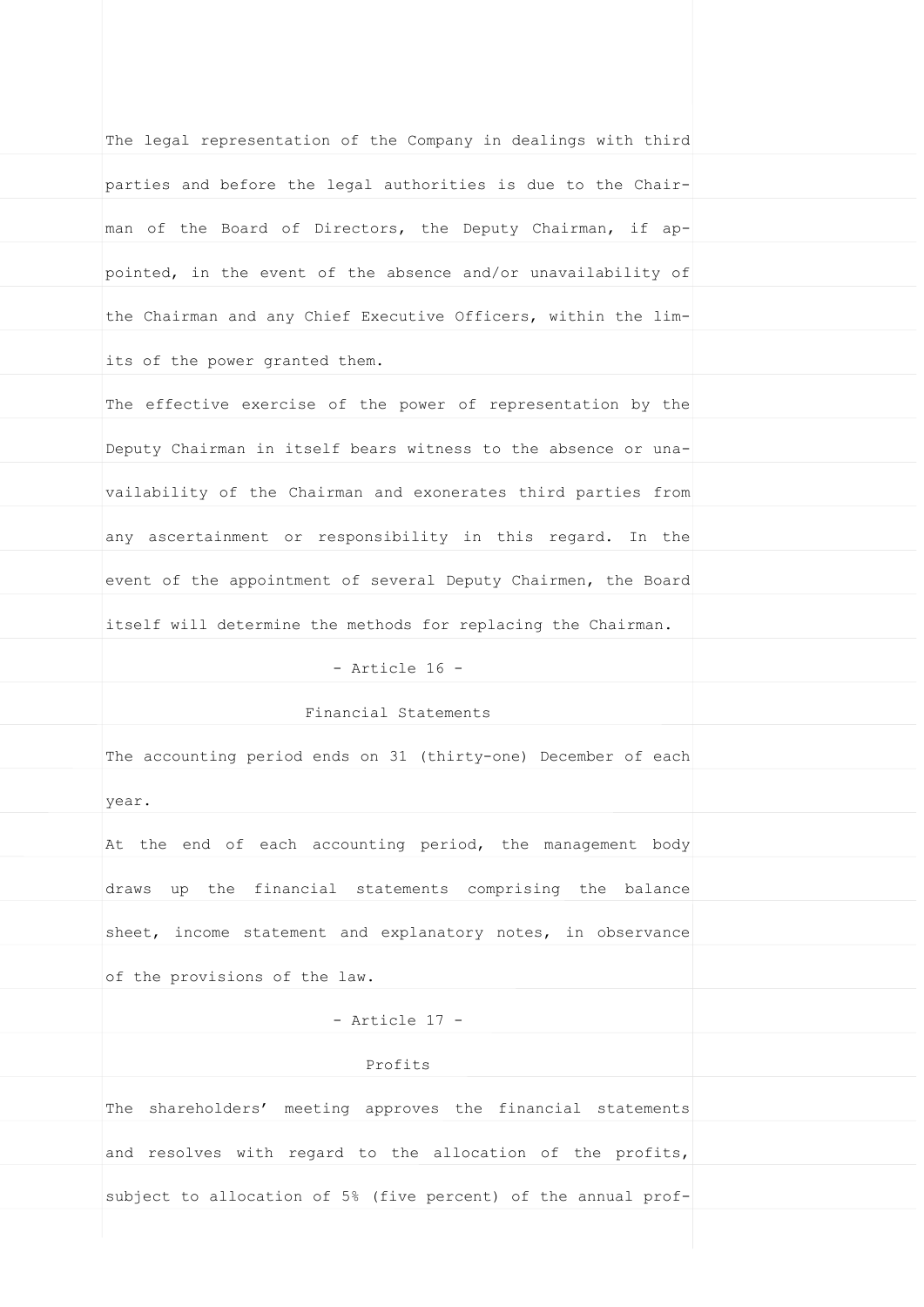The legal representation of the Company in dealings with third parties and before the legal authorities is due to the Chairman of the Board of Directors, the Deputy Chairman, if appointed, in the event of the absence and/or unavailability of the Chairman and any Chief Executive Officers, within the limits of the power granted them.

The effective exercise of the power of representation by the Deputy Chairman in itself bears witness to the absence or unavailability of the Chairman and exonerates third parties from any ascertainment or responsibility in this regard. In the event of the appointment of several Deputy Chairmen, the Board itself will determine the methods for replacing the Chairman.

## - Article 16 -

## Financial Statements

The accounting period ends on 31 (thirty-one) December of each year.

At the end of each accounting period, the management body draws up the financial statements comprising the balance sheet, income statement and explanatory notes, in observance of the provisions of the law.

## - Article 17 -

## Profits

The shareholders’ meeting approves the financial statements and resolves with regard to the allocation of the profits, subject to allocation of 5% (five percent) of the annual prof-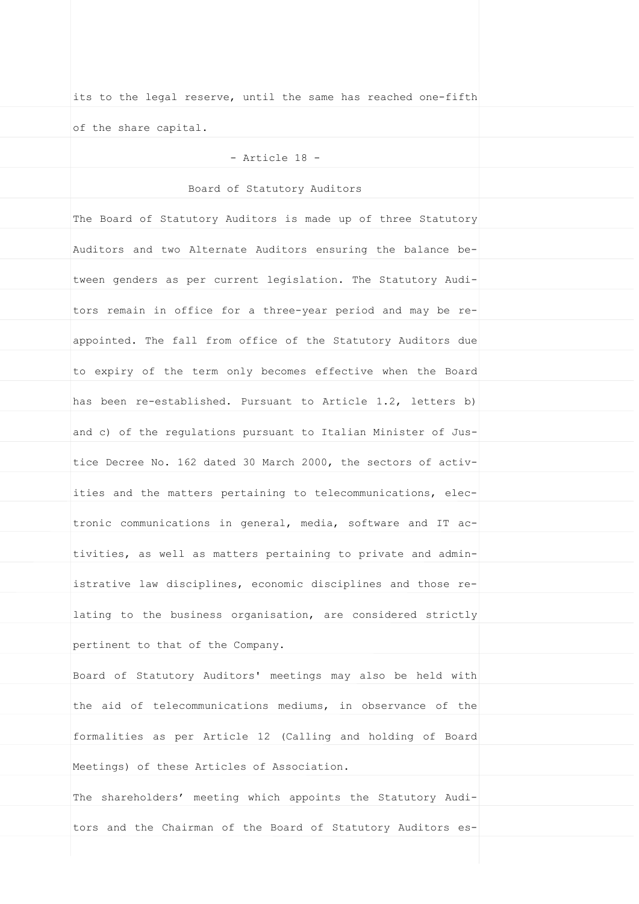its to the legal reserve, until the same has reached one-fifth of the share capital.

## - Article 18 -

## Board of Statutory Auditors

The Board of Statutory Auditors is made up of three Statutory Auditors and two Alternate Auditors ensuring the balance between genders as per current legislation. The Statutory Auditors remain in office for a three-year period and may be re-appointed. The fall from office of the Statutory Auditors due to expiry of the term only becomes effective when the Board has been re-established. Pursuant to Article 1.2, letters b) and c) of the regulations pursuant to Italian Minister of Justice Decree No. 162 dated 30 March 2000, the sectors of activities and the matters pertaining to telecommunications, electronic communications in general, media, software and IT activities, as well as matters pertaining to private and administrative law disciplines, economic disciplines and those relating to the business organisation, are considered strictly pertinent to that of the Company.

Board of Statutory Auditors' meetings may also be held with the aid of telecommunications mediums, in observance of the formalities as per Article 12 (Calling and holding of Board Meetings) of these Articles of Association.

The shareholders’ meeting which appoints the Statutory Auditors and the Chairman of the Board of Statutory Auditors es-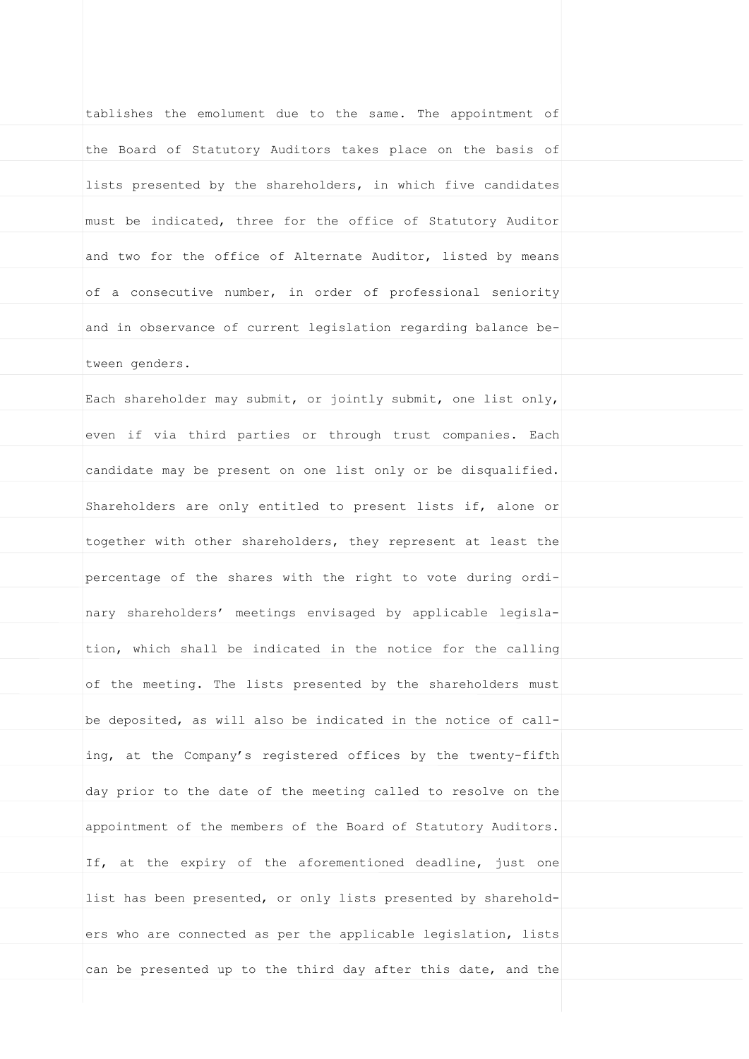tablishes the emolument due to the same. The appointment of the Board of Statutory Auditors takes place on the basis of lists presented by the shareholders, in which five candidates must be indicated, three for the office of Statutory Auditor and two for the office of Alternate Auditor, listed by means of a consecutive number, in order of professional seniority and in observance of current legislation regarding balance between genders.

Each shareholder may submit, or jointly submit, one list only, even if via third parties or through trust companies. Each candidate may be present on one list only or be disqualified. Shareholders are only entitled to present lists if, alone or together with other shareholders, they represent at least the percentage of the shares with the right to vote during ordinary shareholders' meetings envisaged by applicable legislation, which shall be indicated in the notice for the calling of the meeting. The lists presented by the shareholders must be deposited, as will also be indicated in the notice of calling, at the Company's registered offices by the twenty-fifth day prior to the date of the meeting called to resolve on the appointment of the members of the Board of Statutory Auditors. If, at the expiry of the aforementioned deadline, just one list has been presented, or only lists presented by shareholders who are connected as per the applicable legislation, lists can be presented up to the third day after this date, and the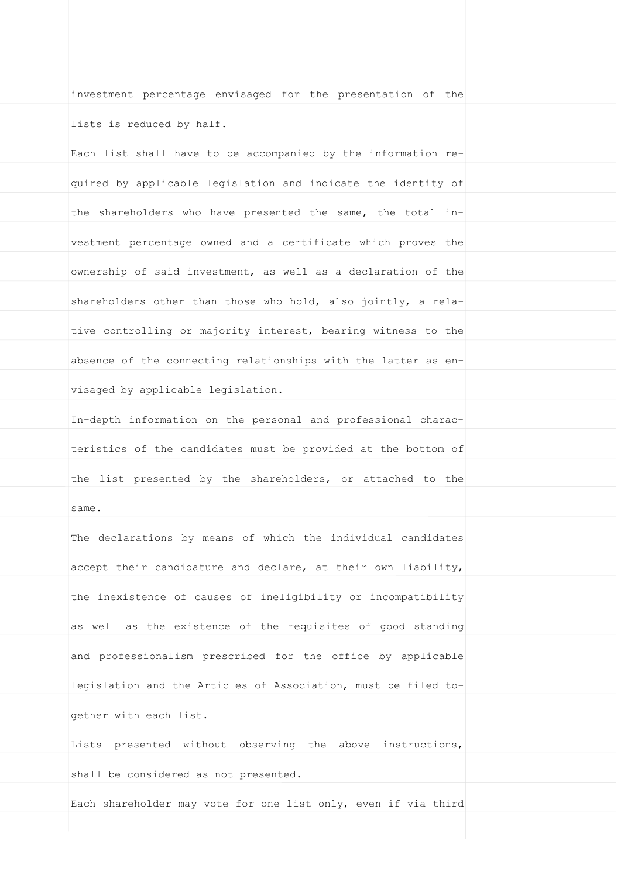investment percentage envisaged for the presentation of the lists is reduced by half.

Each list shall have to be accompanied by the information required by applicable legislation and indicate the identity of the shareholders who have presented the same, the total investment percentage owned and a certificate which proves the ownership of said investment, as well as a declaration of the shareholders other than those who hold, also jointly, a relative controlling or majority interest, bearing witness to the absence of the connecting relationships with the latter as envisaged by applicable legislation.

In-depth information on the personal and professional characteristics of the candidates must be provided at the bottom of the list presented by the shareholders, or attached to the same.

The declarations by means of which the individual candidates accept their candidature and declare, at their own liability, the inexistence of causes of ineligibility or incompatibility as well as the existence of the requisites of good standing and professionalism prescribed for the office by applicable legislation and the Articles of Association, must be filed together with each list.

Lists presented without observing the above instructions, shall be considered as not presented.

Each shareholder may vote for one list only, even if via third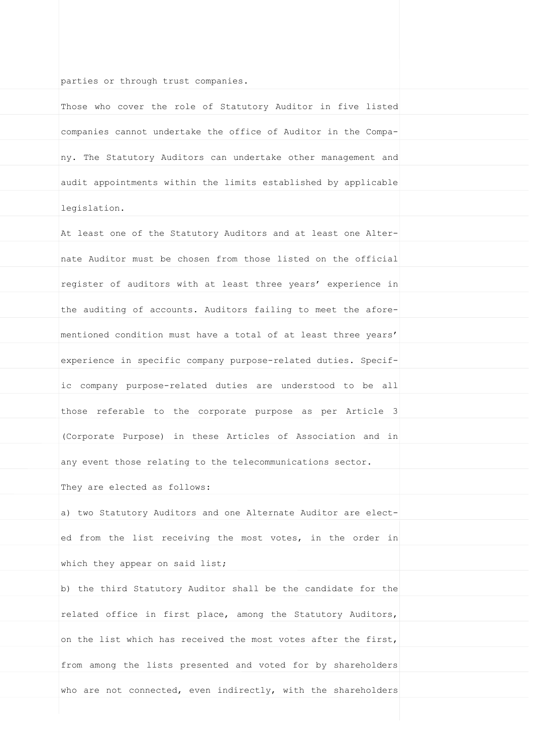parties or through trust companies.

Those who cover the role of Statutory Auditor in five listed companies cannot undertake the office of Auditor in the Company. The Statutory Auditors can undertake other management and audit appointments within the limits established by applicable legislation.

At least one of the Statutory Auditors and at least one Alternate Auditor must be chosen from those listed on the official register of auditors with at least three years' experience in the auditing of accounts. Auditors failing to meet the aforementioned condition must have a total of at least three years' experience in specific company purpose-related duties. Specific company purpose-related duties are understood to be all those referable to the corporate purpose as per Article 3 (Corporate Purpose) in these Articles of Association and in any event those relating to the telecommunications sector.

They are elected as follows:

a) two Statutory Auditors and one Alternate Auditor are elected from the list receiving the most votes, in the order in which they appear on said list;

b) the third Statutory Auditor shall be the candidate for the related office in first place, among the Statutory Auditors, on the list which has received the most votes after the first, from among the lists presented and voted for by shareholders who are not connected, even indirectly, with the shareholders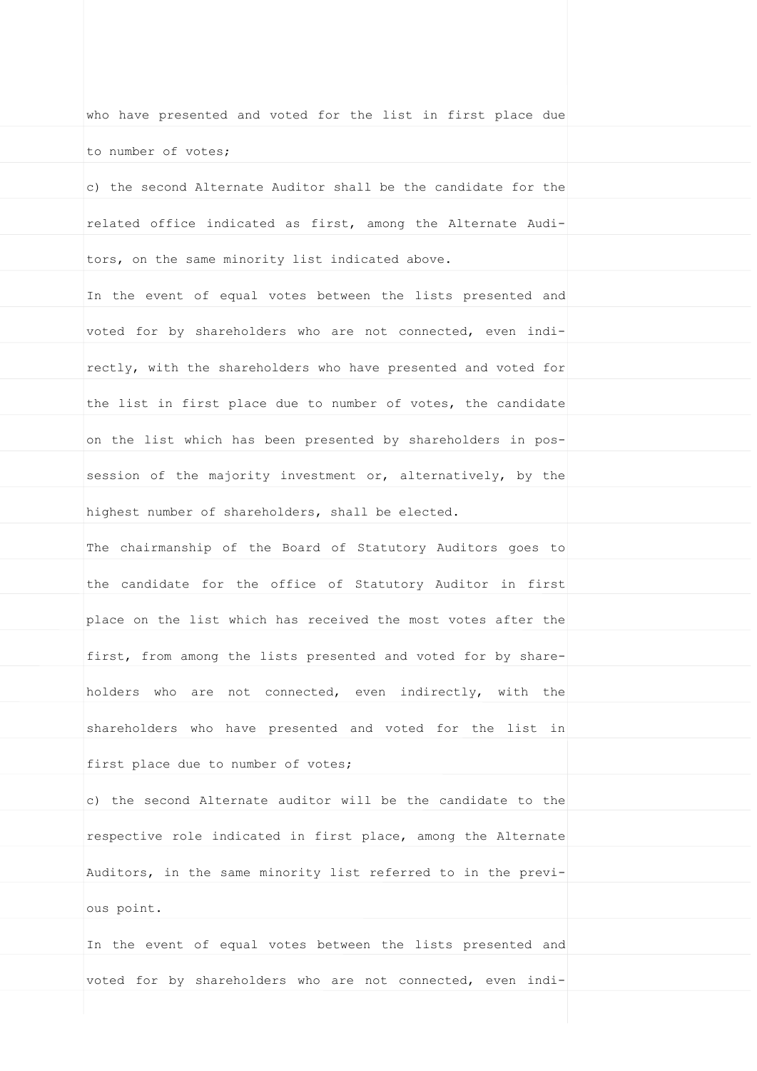who have presented and voted for the list in first place due to number of votes;

c) the second Alternate Auditor shall be the candidate for the related office indicated as first, among the Alternate Auditors, on the same minority list indicated above.

In the event of equal votes between the lists presented and voted for by shareholders who are not connected, even indirectly, with the shareholders who have presented and voted for the list in first place due to number of votes, the candidate on the list which has been presented by shareholders in possession of the majority investment or, alternatively, by the highest number of shareholders, shall be elected.

The chairmanship of the Board of Statutory Auditors goes to the candidate for the office of Statutory Auditor in first place on the list which has received the most votes after the first, from among the lists presented and voted for by shareholders who are not connected, even indirectly, with the shareholders who have presented and voted for the list in first place due to number of votes;

c) the second Alternate auditor will be the candidate to the respective role indicated in first place, among the Alternate Auditors, in the same minority list referred to in the previous point.

In the event of equal votes between the lists presented and voted for by shareholders who are not connected, even indi-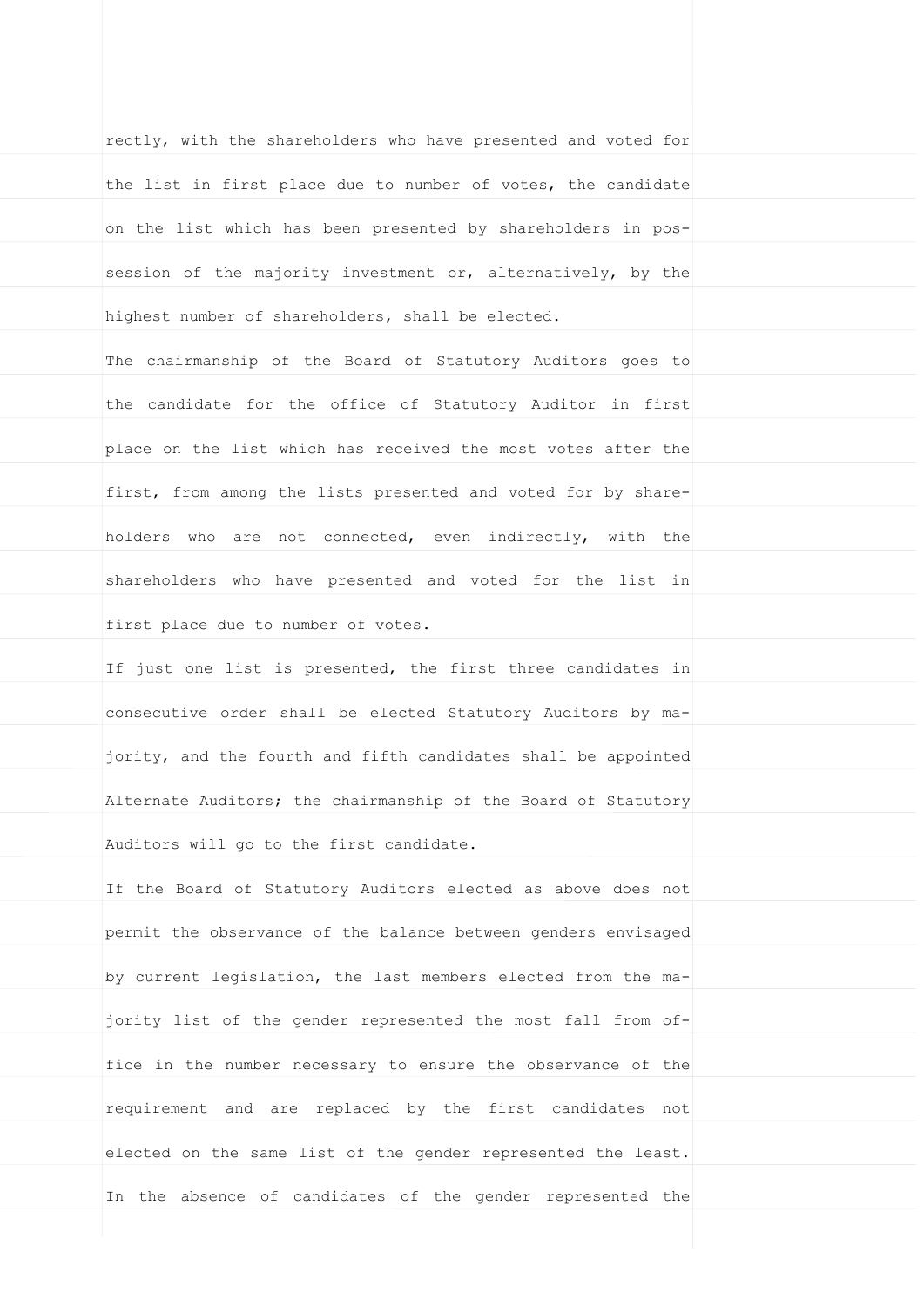rectly, with the shareholders who have presented and voted for the list in first place due to number of votes, the candidate on the list which has been presented by shareholders in possession of the majority investment or, alternatively, by the highest number of shareholders, shall be elected.

The chairmanship of the Board of Statutory Auditors goes to the candidate for the office of Statutory Auditor in first place on the list which has received the most votes after the first, from among the lists presented and voted for by shareholders who are not connected, even indirectly, with the shareholders who have presented and voted for the list in first place due to number of votes.

If just one list is presented, the first three candidates in consecutive order shall be elected Statutory Auditors by majority, and the fourth and fifth candidates shall be appointed Alternate Auditors; the chairmanship of the Board of Statutory Auditors will go to the first candidate.

If the Board of Statutory Auditors elected as above does not permit the observance of the balance between genders envisaged by current legislation, the last members elected from the majority list of the gender represented the most fall from office in the number necessary to ensure the observance of the requirement and are replaced by the first candidates not elected on the same list of the gender represented the least. In the absence of candidates of the gender represented the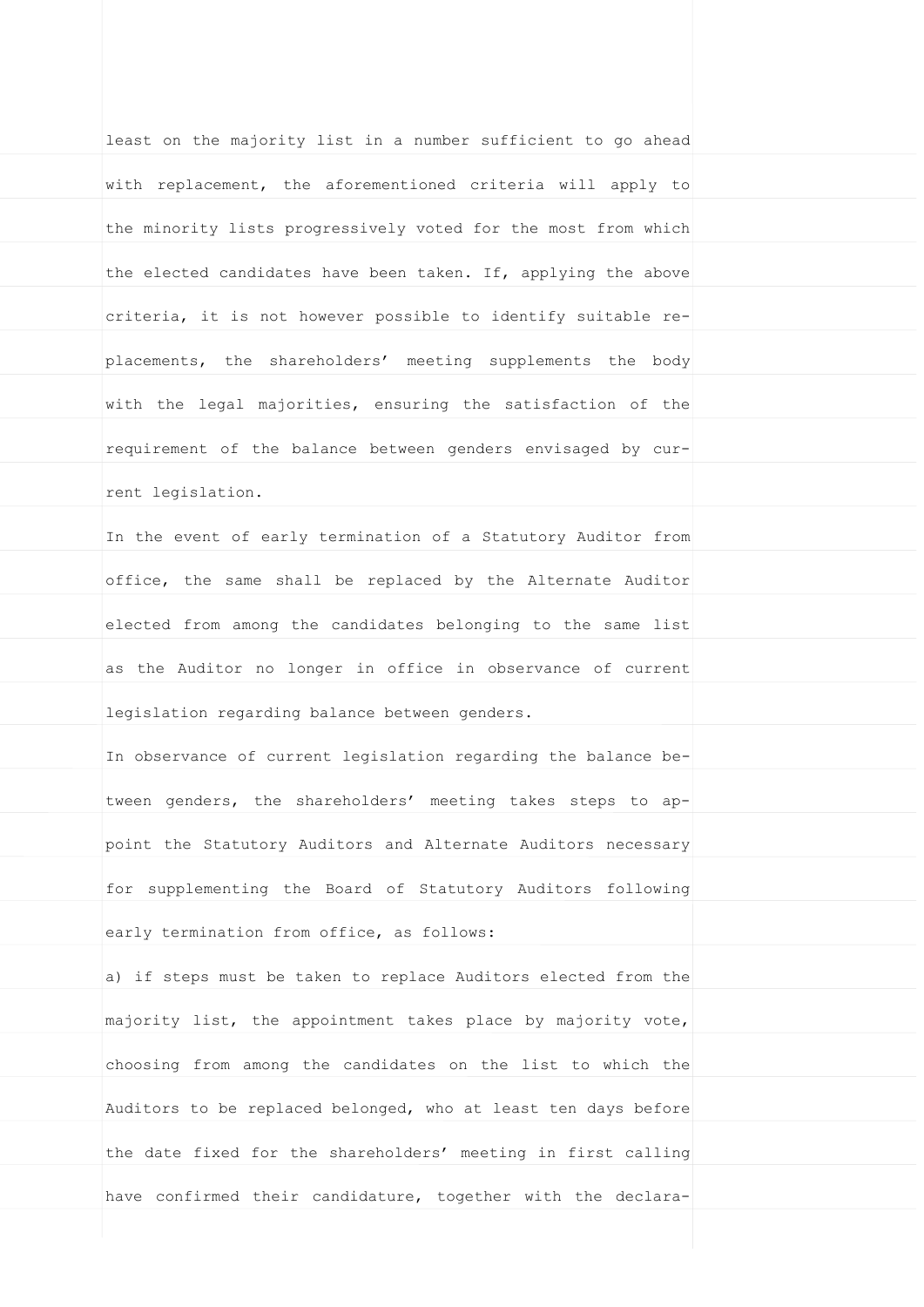least on the majority list in a number sufficient to go ahead with replacement, the aforementioned criteria will apply to the minority lists progressively voted for the most from which the elected candidates have been taken. If, applying the above criteria, it is not however possible to identify suitable replacements, the shareholders' meeting supplements the body with the legal majorities, ensuring the satisfaction of the requirement of the balance between genders envisaged by current legislation.

In the event of early termination of a Statutory Auditor from office, the same shall be replaced by the Alternate Auditor elected from among the candidates belonging to the same list as the Auditor no longer in office in observance of current legislation regarding balance between genders.

In observance of current legislation regarding the balance between genders, the shareholders' meeting takes steps to appoint the Statutory Auditors and Alternate Auditors necessary for supplementing the Board of Statutory Auditors following early termination from office, as follows:

a) if steps must be taken to replace Auditors elected from the majority list, the appointment takes place by majority vote, choosing from among the candidates on the list to which the Auditors to be replaced belonged, who at least ten days before the date fixed for the shareholders' meeting in first calling have confirmed their candidature, together with the declara-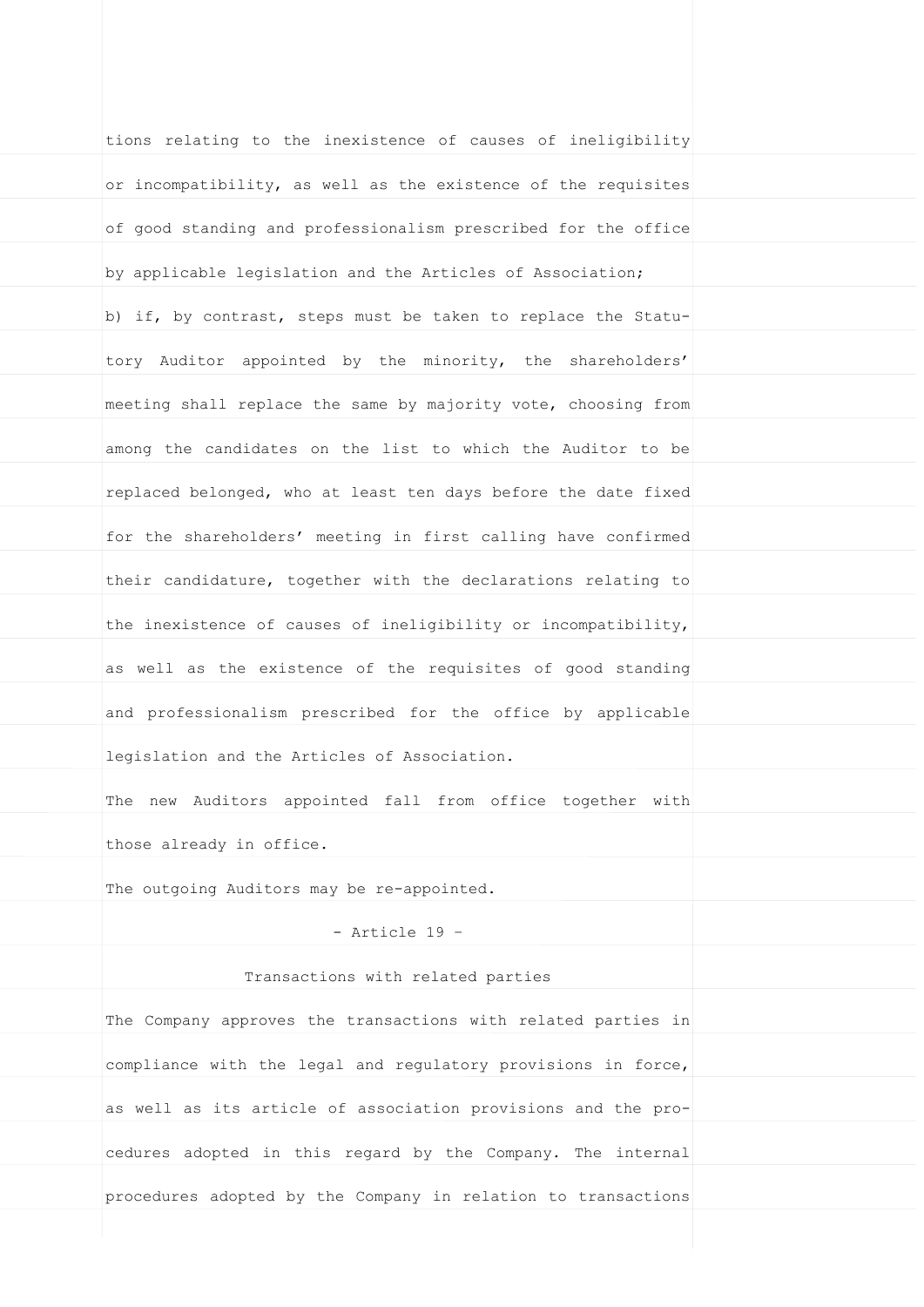tions relating to the inexistence of causes of ineligibility or incompatibility, as well as the existence of the requisites of good standing and professionalism prescribed for the office by applicable legislation and the Articles of Association;

b) if, by contrast, steps must be taken to replace the Statutory Auditor appointed by the minority, the shareholders' meeting shall replace the same by majority vote, choosing from among the candidates on the list to which the Auditor to be replaced belonged, who at least ten days before the date fixed for the shareholders' meeting in first calling have confirmed their candidature, together with the declarations relating to the inexistence of causes of ineligibility or incompatibility, as well as the existence of the requisites of good standing and professionalism prescribed for the office by applicable legislation and the Articles of Association.

The new Auditors appointed fall from office together with those already in office.

The outgoing Auditors may be re-appointed.

## - Article 19 -

## Transactions with related parties

The Company approves the transactions with related parties in compliance with the legal and regulatory provisions in force, as well as its article of association provisions and the procedures adopted in this regard by the Company. The internal procedures adopted by the Company in relation to transactions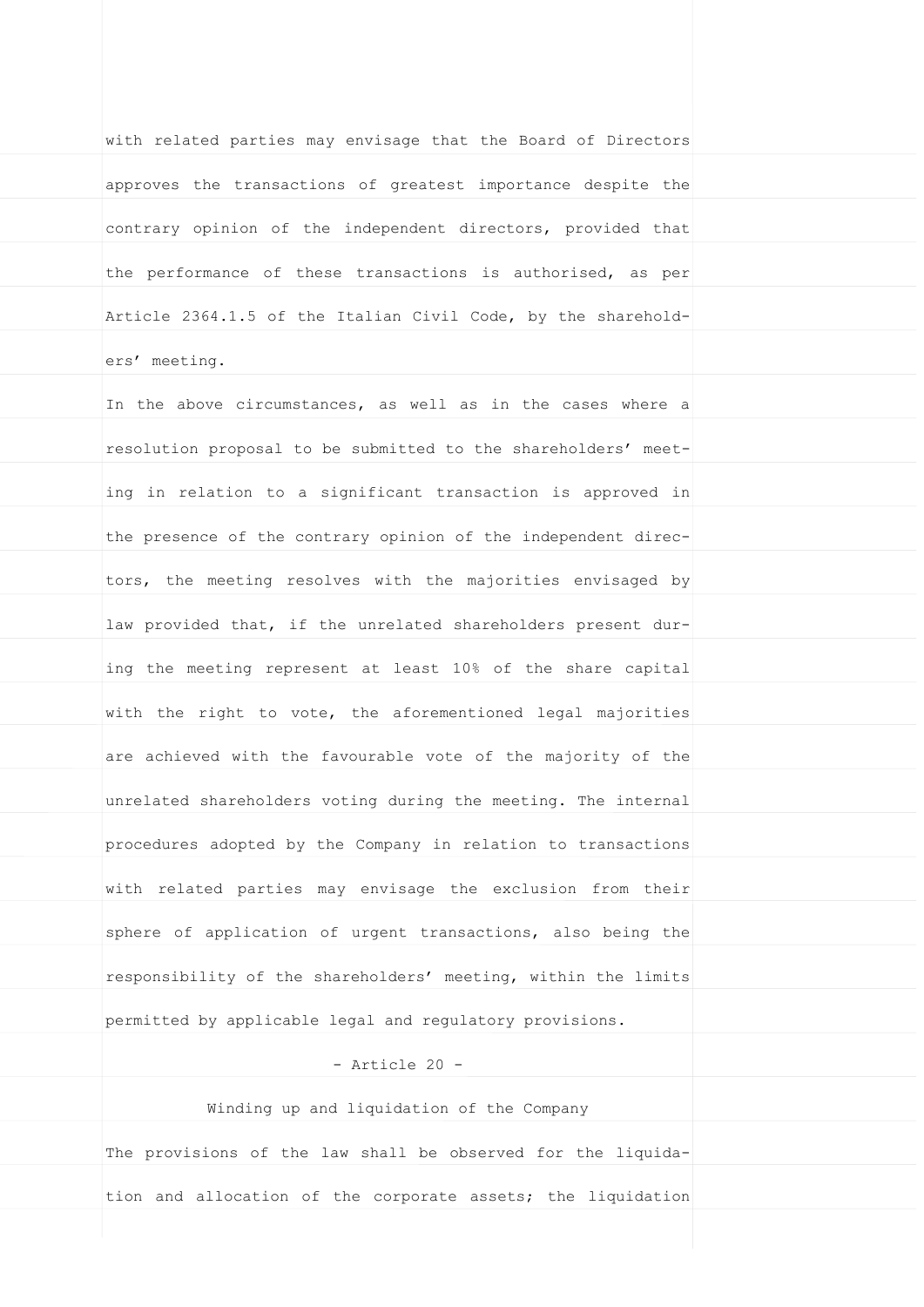with related parties may envisage that the Board of Directors approves the transactions of greatest importance despite the contrary opinion of the independent directors, provided that the performance of these transactions is authorised, as per Article 2364.1.5 of the Italian Civil Code, by the shareholders' meeting.

In the above circumstances, as well as in the cases where a resolution proposal to be submitted to the shareholders' meeting in relation to a significant transaction is approved in the presence of the contrary opinion of the independent directors, the meeting resolves with the majorities envisaged by law provided that, if the unrelated shareholders present during the meeting represent at least 10% of the share capital with the right to vote, the aforementioned legal majorities are achieved with the favourable vote of the majority of the unrelated shareholders voting during the meeting. The internal procedures adopted by the Company in relation to transactions with related parties may envisage the exclusion from their sphere of application of urgent transactions, also being the responsibility of the shareholders' meeting, within the limits permitted by applicable legal and regulatory provisions.

## - Article 20 -

### Winding up and liquidation of the Company

The provisions of the law shall be observed for the liquidation and allocation of the corporate assets; the liquidation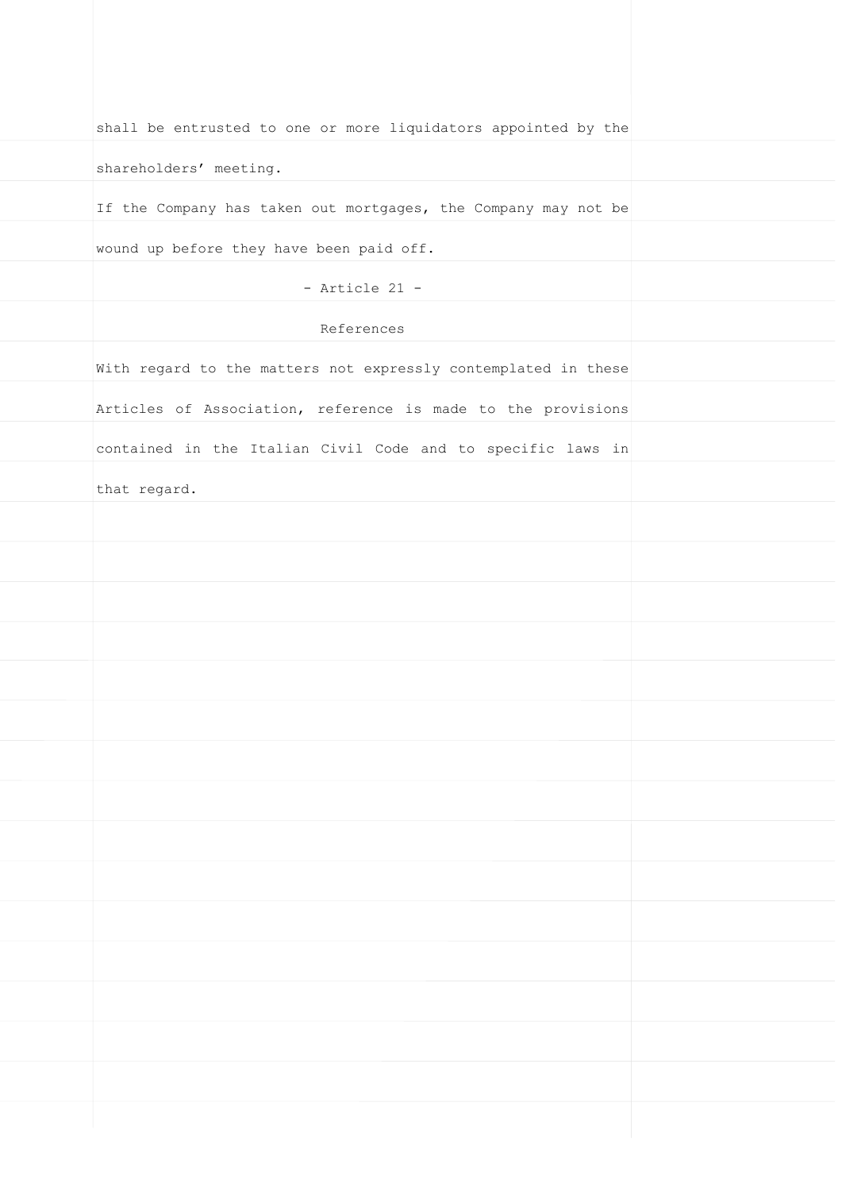shall be entrusted to one or more liquidators appointed by the shareholders' meeting.

If the Company has taken out mortgages, the Company may not be wound up before they have been paid off.

## - Article 21 -

## References

With regard to the matters not expressly contemplated in these Articles of Association, reference is made to the provisions contained in the Italian Civil Code and to specific laws in that regard.